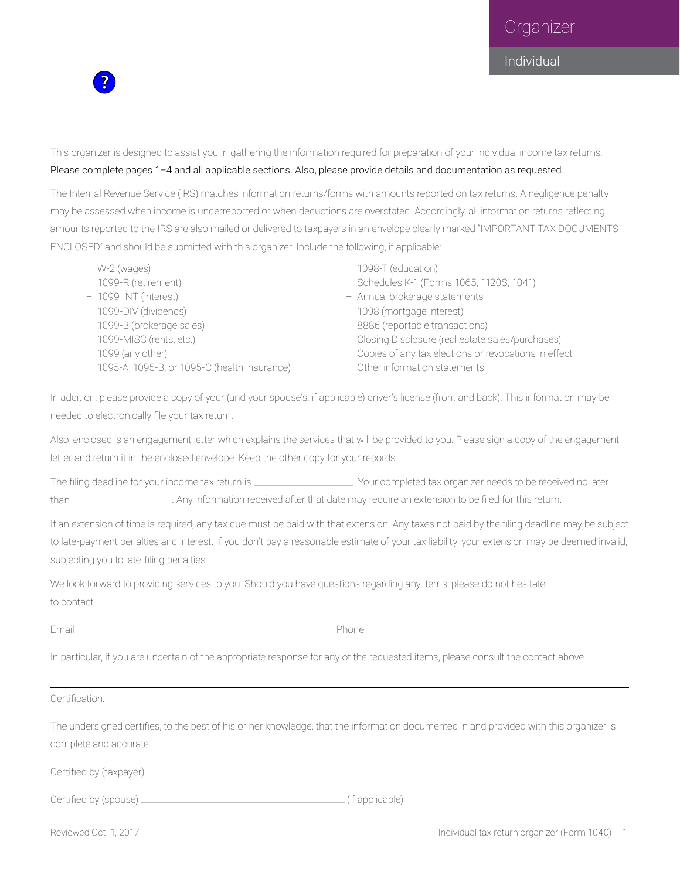# Organizer

## Individual

This organizer is designed to assist you in gathering the information required for preparation of your individual income tax returns.
Please complete pages 1–4 and all applicable sections. Also, please provide details and documentation as requested.

The Internal Revenue Service (IRS) matches information returns/forms with amounts reported on tax returns. A negligence penalty may be assessed when income is underreported or when deductions are overstated. Accordingly, all information returns reflecting amounts reported to the IRS are also mailed or delivered to taxpayers in an envelope clearly marked "IMPORTANT TAX DOCUMENTS ENCLOSED" and should be submitted with this organizer. Include the following, if applicable:

- W-2 (wages)
- 1099-R (retirement)
- 1099-INT (interest)
- 1099-DIV (dividends)
- 1099-B (brokerage sales)
- 1099-MISC (rents, etc.)
- 1099 (any other)
- 1095-A, 1095-B, or 1095-C (health insurance)
- 1098-T (education)
- Schedules K-1 (Forms 1065, 1120S, 1041)
- Annual brokerage statements
- 1098 (mortgage interest)
- 8886 (reportable transactions)
- Closing Disclosure (real estate sales/purchases)
- Copies of any tax elections or revocations in effect
- Other information statements

In addition, please provide a copy of your (and your spouse's, if applicable) driver's license (front and back). This information may be needed to electronically file your tax return.

Also, enclosed is an engagement letter which explains the services that will be provided to you. Please sign a copy of the engagement letter and return it in the enclosed envelope. Keep the other copy for your records.

The filing deadline for your income tax return is ____________________. Your completed tax organizer needs to be received no later than ____________________. Any information received after that date may require an extension to be filed for this return.

If an extension of time is required, any tax due must be paid with that extension. Any taxes not paid by the filing deadline may be subject to late-payment penalties and interest. If you don't pay a reasonable estimate of your tax liability, your extension may be deemed invalid, subjecting you to late-filing penalties.

We look forward to providing services to you. Should you have questions regarding any items, please do not hesitate to contact ______________________________.

Email ____________________________________________ Phone ______________________________

In particular, if you are uncertain of the appropriate response for any of the requested items, please consult the contact above.

---

Certification:

The undersigned certifies, to the best of his or her knowledge, that the information documented in and provided with this organizer is complete and accurate.

Certified by (taxpayer) ______________________________

Certified by (spouse) ______________________________ (if applicable)

Reviewed Oct. 1, 2017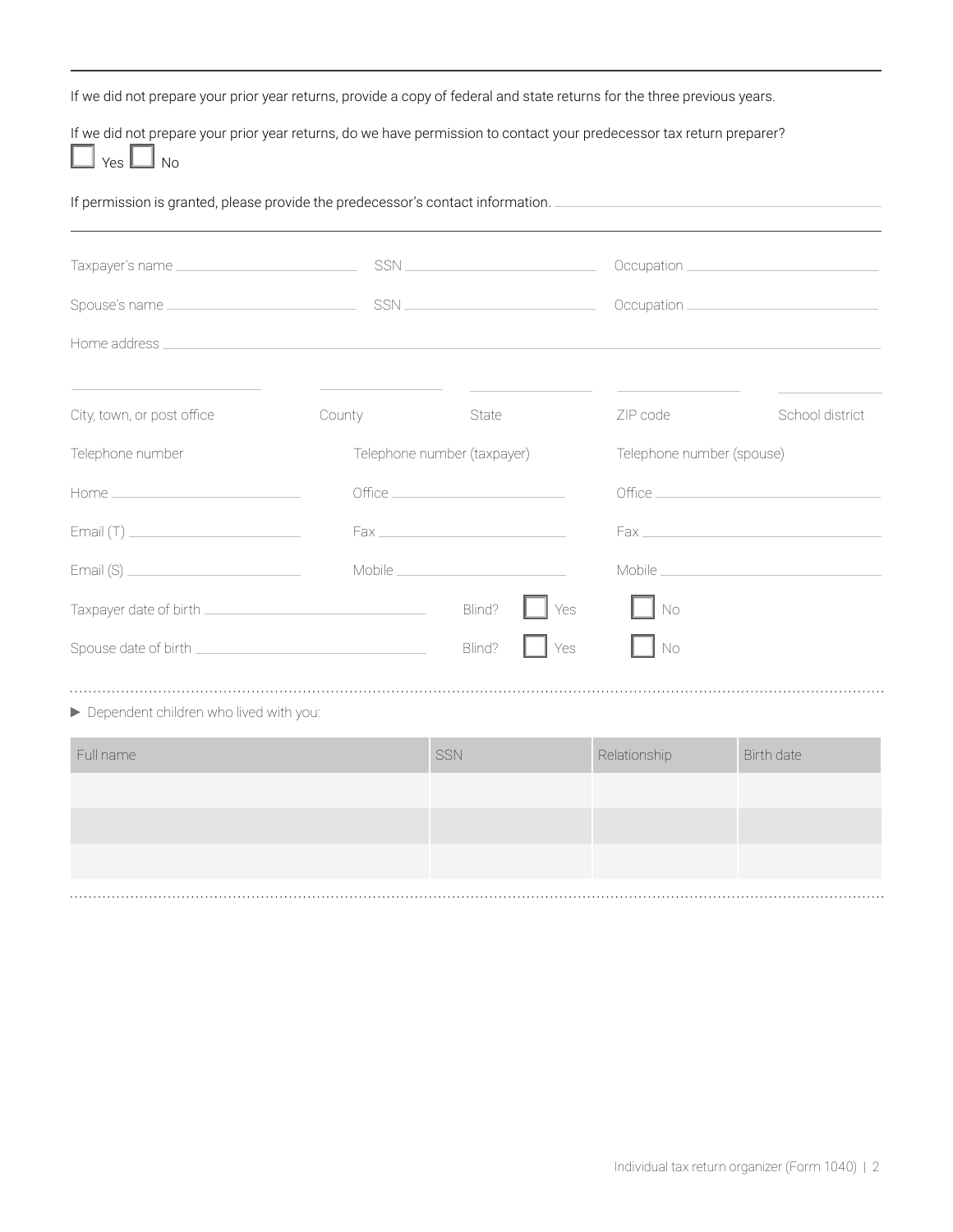If we did not prepare your prior year returns, provide a copy of federal and state returns for the three previous years.

If we did not prepare your prior year returns, do we have permission to contact your predecessor tax return preparer?

☐ Yes ☐ No

If permission is granted, please provide the predecessor's contact information. ____________________

---

Taxpayer's name ____________________ SSN ____________________ Occupation ____________________

Spouse's name ____________________ SSN ____________________ Occupation ____________________

Home address ________________________________________

| City, town, or post office | County | State | ZIP code | School district |
|---|---|---|---|---|
| | | | | |

| Telephone number | Telephone number (taxpayer) | Telephone number (spouse) |
|---|---|---|
| Home ____________________ | Office ____________________ | Office ____________________ |
| Email (T) ____________________ | Fax ____________________ | Fax ____________________ |
| Email (S) ____________________ | Mobile ____________________ | Mobile ____________________ |

Taxpayer date of birth ____________________ Blind? ☐ Yes ☐ No

Spouse date of birth ____________________ Blind? ☐ Yes ☐ No

▶ Dependent children who lived with you:

| Full name | SSN | Relationship | Birth date |
|---|---|---|---|
| | | | |
| | | | |
| | | | |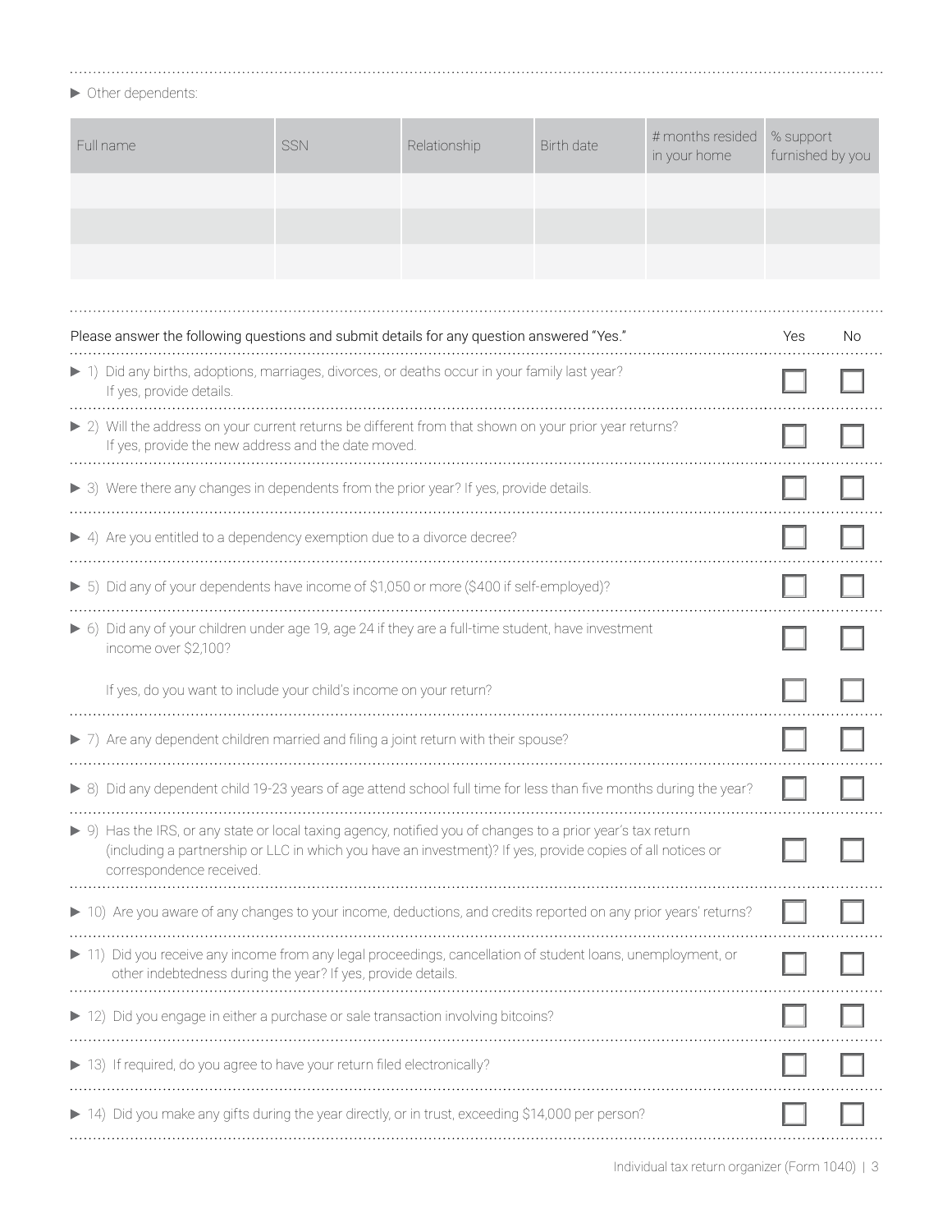▶ Other dependents:

| Full name | SSN | Relationship | Birth date | # months resided in your home | % support furnished by you |
|---|---|---|---|---|---|
| | | | | | |
| | | | | | |
| | | | | | |

| Please answer the following questions and submit details for any question answered "Yes." | Yes | No |
|---|---|---|
| ▶ 1) Did any births, adoptions, marriages, divorces, or deaths occur in your family last year? If yes, provide details. | ☐ | ☐ |
| ▶ 2) Will the address on your current returns be different from that shown on your prior year returns? If yes, provide the new address and the date moved. | ☐ | ☐ |
| ▶ 3) Were there any changes in dependents from the prior year? If yes, provide details. | ☐ | ☐ |
| ▶ 4) Are you entitled to a dependency exemption due to a divorce decree? | ☐ | ☐ |
| ▶ 5) Did any of your dependents have income of $1,050 or more ($400 if self-employed)? | ☐ | ☐ |
| ▶ 6) Did any of your children under age 19, age 24 if they are a full-time student, have investment income over $2,100? | ☐ | ☐ |
| If yes, do you want to include your child's income on your return? | ☐ | ☐ |
| ▶ 7) Are any dependent children married and filing a joint return with their spouse? | ☐ | ☐ |
| ▶ 8) Did any dependent child 19-23 years of age attend school full time for less than five months during the year? | ☐ | ☐ |
| ▶ 9) Has the IRS, or any state or local taxing agency, notified you of changes to a prior year's tax return (including a partnership or LLC in which you have an investment)? If yes, provide copies of all notices or correspondence received. | ☐ | ☐ |
| ▶ 10) Are you aware of any changes to your income, deductions, and credits reported on any prior years' returns? | ☐ | ☐ |
| ▶ 11) Did you receive any income from any legal proceedings, cancellation of student loans, unemployment, or other indebtedness during the year? If yes, provide details. | ☐ | ☐ |
| ▶ 12) Did you engage in either a purchase or sale transaction involving bitcoins? | ☐ | ☐ |
| ▶ 13) If required, do you agree to have your return filed electronically? | ☐ | ☐ |
| ▶ 14) Did you make any gifts during the year directly, or in trust, exceeding $14,000 per person? | ☐ | ☐ |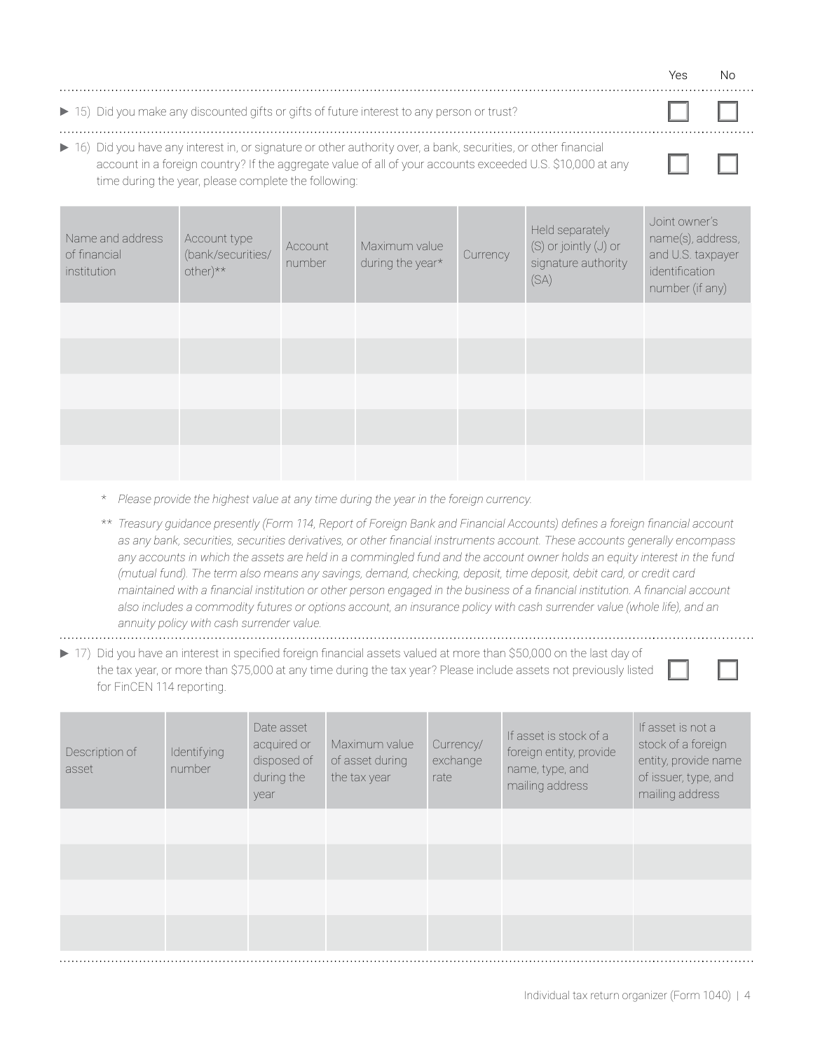| | Yes | No |
|---|---|---|
| ▶ 15) Did you make any discounted gifts or gifts of future interest to any person or trust? | ☐ | ☐ |
| ▶ 16) Did you have any interest in, or signature or other authority over, a bank, securities, or other financial account in a foreign country? If the aggregate value of all of your accounts exceeded U.S. $10,000 at any time during the year, please complete the following: | ☐ | ☐ |

| Name and address of financial institution | Account type (bank/securities/ other)** | Account number | Maximum value during the year* | Currency | Held separately (S) or jointly (J) or signature authority (SA) | Joint owner's name(s), address, and U.S. taxpayer identification number (if any) |
|---|---|---|---|---|---|---|
| | | | | | | |
| | | | | | | |
| | | | | | | |
| | | | | | | |
| | | | | | | |

\* *Please provide the highest value at any time during the year in the foreign currency.*

\*\* *Treasury guidance presently (Form 114, Report of Foreign Bank and Financial Accounts) defines a foreign financial account as any bank, securities, securities derivatives, or other financial instruments account. These accounts generally encompass any accounts in which the assets are held in a commingled fund and the account owner holds an equity interest in the fund (mutual fund). The term also means any savings, demand, checking, deposit, time deposit, debit card, or credit card maintained with a financial institution or other person engaged in the business of a financial institution. A financial account also includes a commodity futures or options account, an insurance policy with cash surrender value (whole life), and an annuity policy with cash surrender value.*

| | Yes | No |
|---|---|---|
| ▶ 17) Did you have an interest in specified foreign financial assets valued at more than $50,000 on the last day of the tax year, or more than $75,000 at any time during the tax year? Please include assets not previously listed for FinCEN 114 reporting. | ☐ | ☐ |

| Description of asset | Identifying number | Date asset acquired or disposed of during the year | Maximum value of asset during the tax year | Currency/ exchange rate | If asset is stock of a foreign entity, provide name, type, and mailing address | If asset is not a stock of a foreign entity, provide name of issuer, type, and mailing address |
|---|---|---|---|---|---|---|
| | | | | | | |
| | | | | | | |
| | | | | | | |
| | | | | | | |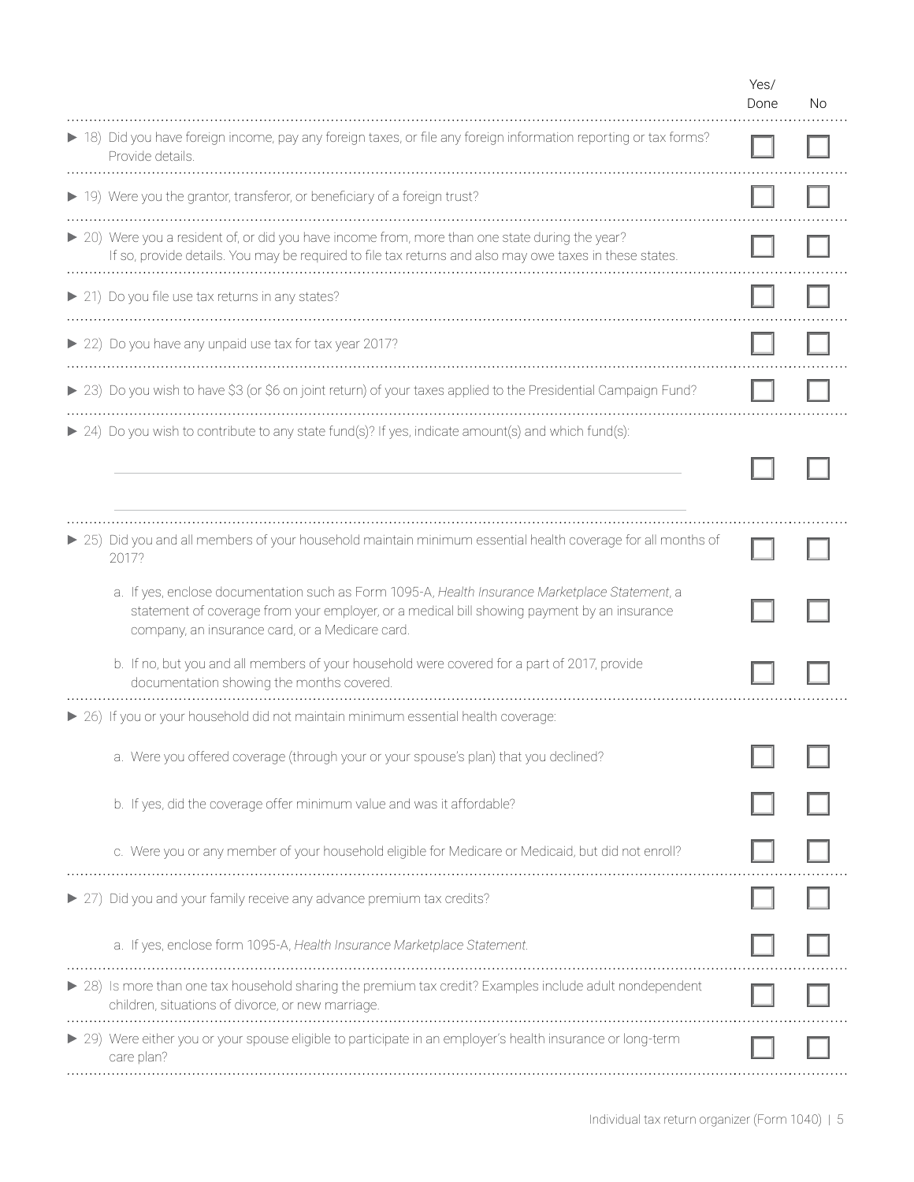| | Yes/ Done | No |
|---|---|---|
| ► 18) Did you have foreign income, pay any foreign taxes, or file any foreign information reporting or tax forms? Provide details. | ☐ | ☐ |
| ► 19) Were you the grantor, transferor, or beneficiary of a foreign trust? | ☐ | ☐ |
| ► 20) Were you a resident of, or did you have income from, more than one state during the year? If so, provide details. You may be required to file tax returns and also may owe taxes in these states. | ☐ | ☐ |
| ► 21) Do you file use tax returns in any states? | ☐ | ☐ |
| ► 22) Do you have any unpaid use tax for tax year 2017? | ☐ | ☐ |
| ► 23) Do you wish to have $3 (or $6 on joint return) of your taxes applied to the Presidential Campaign Fund? | ☐ | ☐ |
| ► 24) Do you wish to contribute to any state fund(s)? If yes, indicate amount(s) and which fund(s): ______________________ ______________________ | ☐ | ☐ |
| ► 25) Did you and all members of your household maintain minimum essential health coverage for all months of 2017? | ☐ | ☐ |
| a. If yes, enclose documentation such as Form 1095-A, *Health Insurance Marketplace Statement*, a statement of coverage from your employer, or a medical bill showing payment by an insurance company, an insurance card, or a Medicare card. | ☐ | ☐ |
| b. If no, but you and all members of your household were covered for a part of 2017, provide documentation showing the months covered. | ☐ | ☐ |
| ► 26) If you or your household did not maintain minimum essential health coverage: | | |
| a. Were you offered coverage (through your or your spouse's plan) that you declined? | ☐ | ☐ |
| b. If yes, did the coverage offer minimum value and was it affordable? | ☐ | ☐ |
| c. Were you or any member of your household eligible for Medicare or Medicaid, but did not enroll? | ☐ | ☐ |
| ► 27) Did you and your family receive any advance premium tax credits? | ☐ | ☐ |
| a. If yes, enclose form 1095-A, *Health Insurance Marketplace Statement.* | ☐ | ☐ |
| ► 28) Is more than one tax household sharing the premium tax credit? Examples include adult nondependent children, situations of divorce, or new marriage. | ☐ | ☐ |
| ► 29) Were either you or your spouse eligible to participate in an employer's health insurance or long-term care plan? | ☐ | ☐ |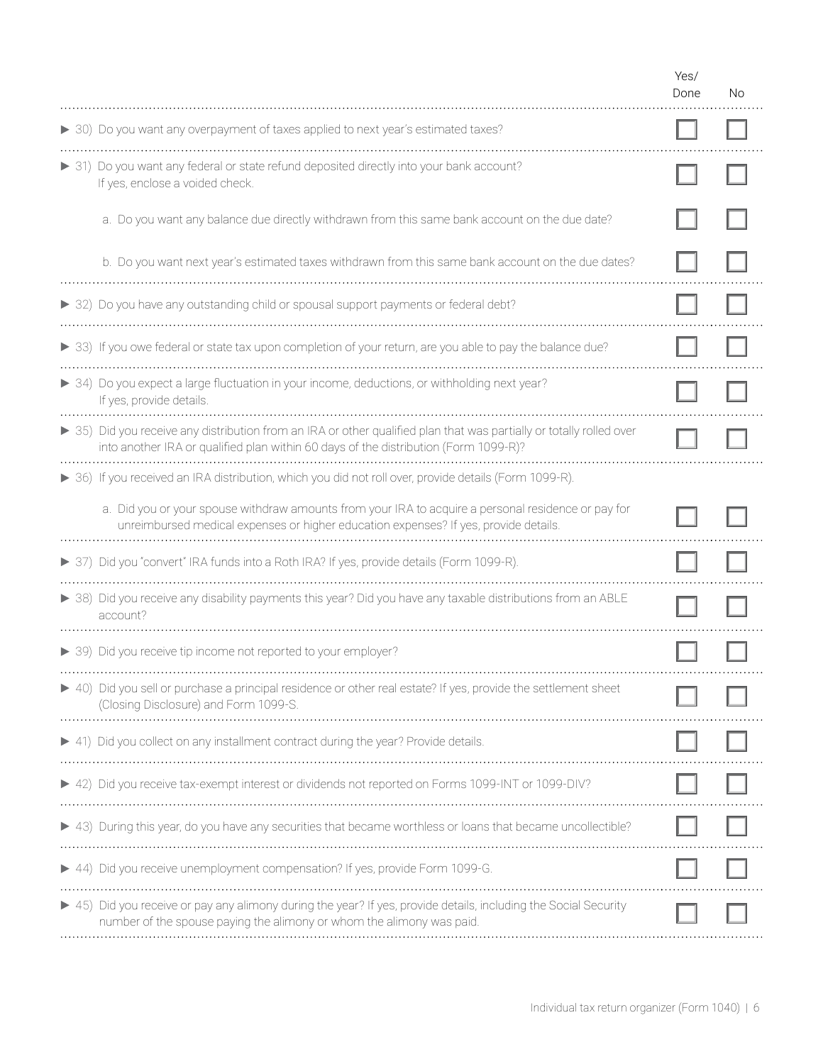| | Yes/ Done | No |
|---|---|---|
| ▶ 30) Do you want any overpayment of taxes applied to next year's estimated taxes? | ☐ | ☐ |
| ▶ 31) Do you want any federal or state refund deposited directly into your bank account? If yes, enclose a voided check. | ☐ | ☐ |
| a. Do you want any balance due directly withdrawn from this same bank account on the due date? | ☐ | ☐ |
| b. Do you want next year's estimated taxes withdrawn from this same bank account on the due dates? | ☐ | ☐ |
| ▶ 32) Do you have any outstanding child or spousal support payments or federal debt? | ☐ | ☐ |
| ▶ 33) If you owe federal or state tax upon completion of your return, are you able to pay the balance due? | ☐ | ☐ |
| ▶ 34) Do you expect a large fluctuation in your income, deductions, or withholding next year? If yes, provide details. | ☐ | ☐ |
| ▶ 35) Did you receive any distribution from an IRA or other qualified plan that was partially or totally rolled over into another IRA or qualified plan within 60 days of the distribution (Form 1099-R)? | ☐ | ☐ |
| ▶ 36) If you received an IRA distribution, which you did not roll over, provide details (Form 1099-R). | | |
| a. Did you or your spouse withdraw amounts from your IRA to acquire a personal residence or pay for unreimbursed medical expenses or higher education expenses? If yes, provide details. | ☐ | ☐ |
| ▶ 37) Did you "convert" IRA funds into a Roth IRA? If yes, provide details (Form 1099-R). | ☐ | ☐ |
| ▶ 38) Did you receive any disability payments this year? Did you have any taxable distributions from an ABLE account? | ☐ | ☐ |
| ▶ 39) Did you receive tip income not reported to your employer? | ☐ | ☐ |
| ▶ 40) Did you sell or purchase a principal residence or other real estate? If yes, provide the settlement sheet (Closing Disclosure) and Form 1099-S. | ☐ | ☐ |
| ▶ 41) Did you collect on any installment contract during the year? Provide details. | ☐ | ☐ |
| ▶ 42) Did you receive tax-exempt interest or dividends not reported on Forms 1099-INT or 1099-DIV? | ☐ | ☐ |
| ▶ 43) During this year, do you have any securities that became worthless or loans that became uncollectible? | ☐ | ☐ |
| ▶ 44) Did you receive unemployment compensation? If yes, provide Form 1099-G. | ☐ | ☐ |
| ▶ 45) Did you receive or pay any alimony during the year? If yes, provide details, including the Social Security number of the spouse paying the alimony or whom the alimony was paid. | ☐ | ☐ |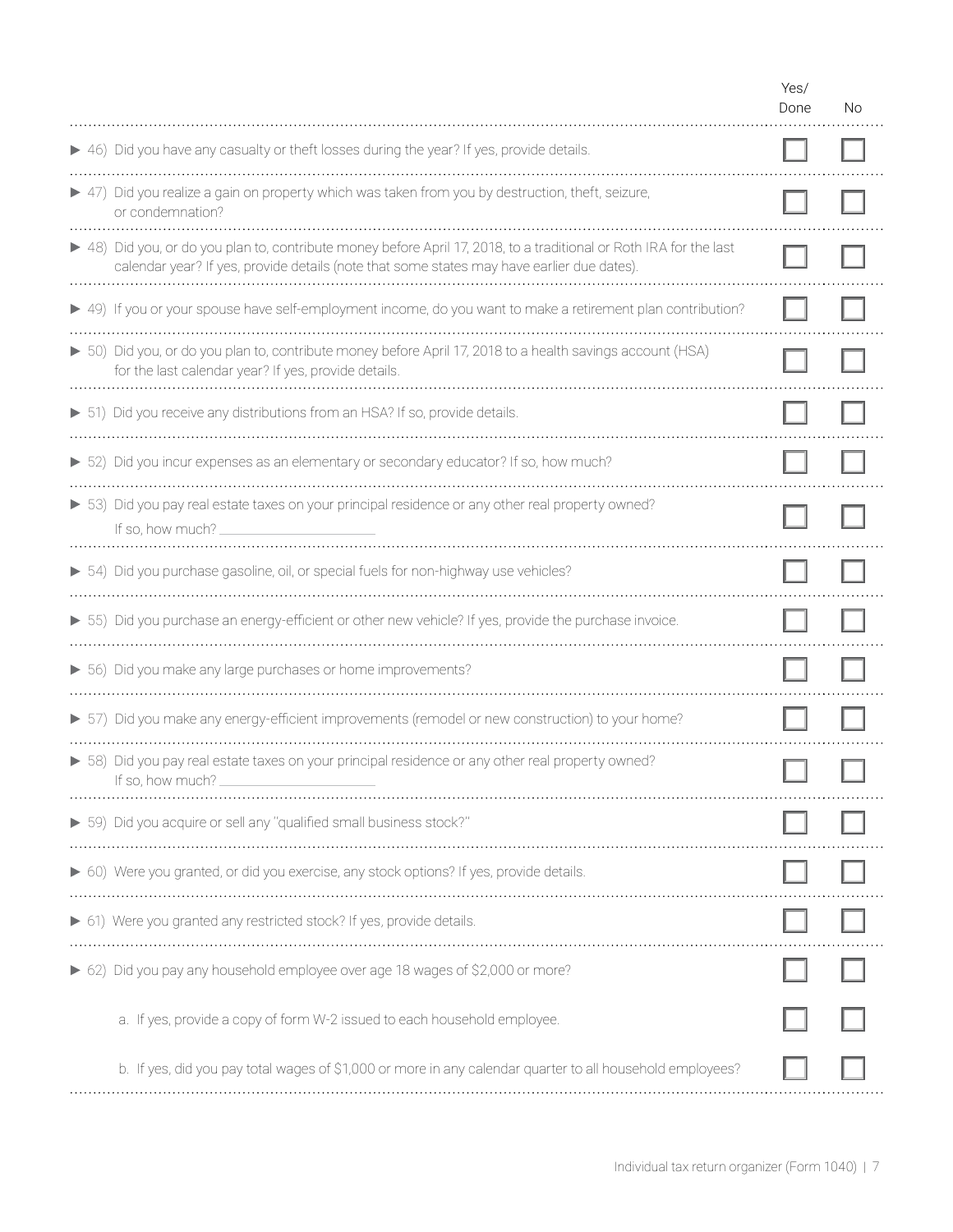| | Yes/ Done | No |
|---|---|---|
| ▶ 46) Did you have any casualty or theft losses during the year? If yes, provide details. | ☐ | ☐ |
| ▶ 47) Did you realize a gain on property which was taken from you by destruction, theft, seizure, or condemnation? | ☐ | ☐ |
| ▶ 48) Did you, or do you plan to, contribute money before April 17, 2018, to a traditional or Roth IRA for the last calendar year? If yes, provide details (note that some states may have earlier due dates). | ☐ | ☐ |
| ▶ 49) If you or your spouse have self-employment income, do you want to make a retirement plan contribution? | ☐ | ☐ |
| ▶ 50) Did you, or do you plan to, contribute money before April 17, 2018 to a health savings account (HSA) for the last calendar year? If yes, provide details. | ☐ | ☐ |
| ▶ 51) Did you receive any distributions from an HSA? If so, provide details. | ☐ | ☐ |
| ▶ 52) Did you incur expenses as an elementary or secondary educator? If so, how much? | ☐ | ☐ |
| ▶ 53) Did you pay real estate taxes on your principal residence or any other real property owned? If so, how much? ___________ | ☐ | ☐ |
| ▶ 54) Did you purchase gasoline, oil, or special fuels for non-highway use vehicles? | ☐ | ☐ |
| ▶ 55) Did you purchase an energy-efficient or other new vehicle? If yes, provide the purchase invoice. | ☐ | ☐ |
| ▶ 56) Did you make any large purchases or home improvements? | ☐ | ☐ |
| ▶ 57) Did you make any energy-efficient improvements (remodel or new construction) to your home? | ☐ | ☐ |
| ▶ 58) Did you pay real estate taxes on your principal residence or any other real property owned? If so, how much? ___________ | ☐ | ☐ |
| ▶ 59) Did you acquire or sell any "qualified small business stock?" | ☐ | ☐ |
| ▶ 60) Were you granted, or did you exercise, any stock options? If yes, provide details. | ☐ | ☐ |
| ▶ 61) Were you granted any restricted stock? If yes, provide details. | ☐ | ☐ |
| ▶ 62) Did you pay any household employee over age 18 wages of $2,000 or more? | ☐ | ☐ |
| a. If yes, provide a copy of form W-2 issued to each household employee. | ☐ | ☐ |
| b. If yes, did you pay total wages of $1,000 or more in any calendar quarter to all household employees? | ☐ | ☐ |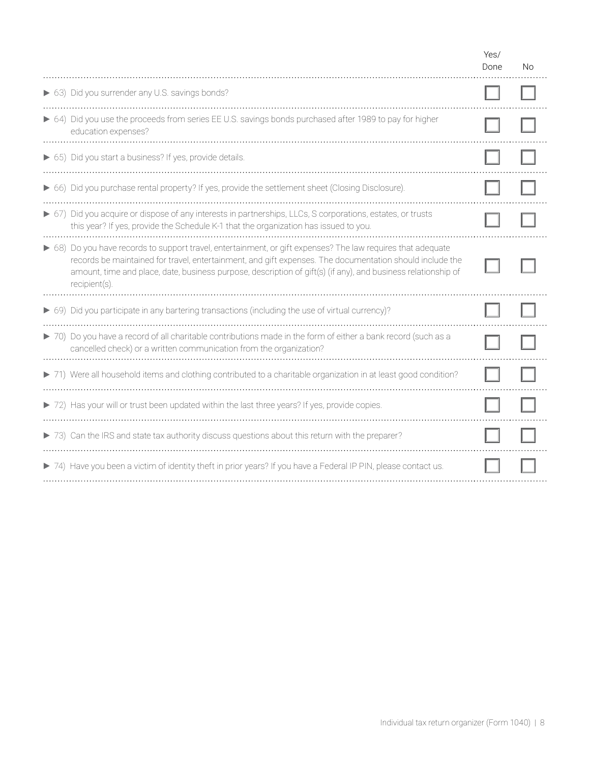| | Yes/ Done | No |
|---|---|---|
| ▶ 63) Did you surrender any U.S. savings bonds? | ☐ | ☐ |
| ▶ 64) Did you use the proceeds from series EE U.S. savings bonds purchased after 1989 to pay for higher education expenses? | ☐ | ☐ |
| ▶ 65) Did you start a business? If yes, provide details. | ☐ | ☐ |
| ▶ 66) Did you purchase rental property? If yes, provide the settlement sheet (Closing Disclosure). | ☐ | ☐ |
| ▶ 67) Did you acquire or dispose of any interests in partnerships, LLCs, S corporations, estates, or trusts this year? If yes, provide the Schedule K-1 that the organization has issued to you. | ☐ | ☐ |
| ▶ 68) Do you have records to support travel, entertainment, or gift expenses? The law requires that adequate records be maintained for travel, entertainment, and gift expenses. The documentation should include the amount, time and place, date, business purpose, description of gift(s) (if any), and business relationship of recipient(s). | ☐ | ☐ |
| ▶ 69) Did you participate in any bartering transactions (including the use of virtual currency)? | ☐ | ☐ |
| ▶ 70) Do you have a record of all charitable contributions made in the form of either a bank record (such as a cancelled check) or a written communication from the organization? | ☐ | ☐ |
| ▶ 71) Were all household items and clothing contributed to a charitable organization in at least good condition? | ☐ | ☐ |
| ▶ 72) Has your will or trust been updated within the last three years? If yes, provide copies. | ☐ | ☐ |
| ▶ 73) Can the IRS and state tax authority discuss questions about this return with the preparer? | ☐ | ☐ |
| ▶ 74) Have you been a victim of identity theft in prior years? If you have a Federal IP PIN, please contact us. | ☐ | ☐ |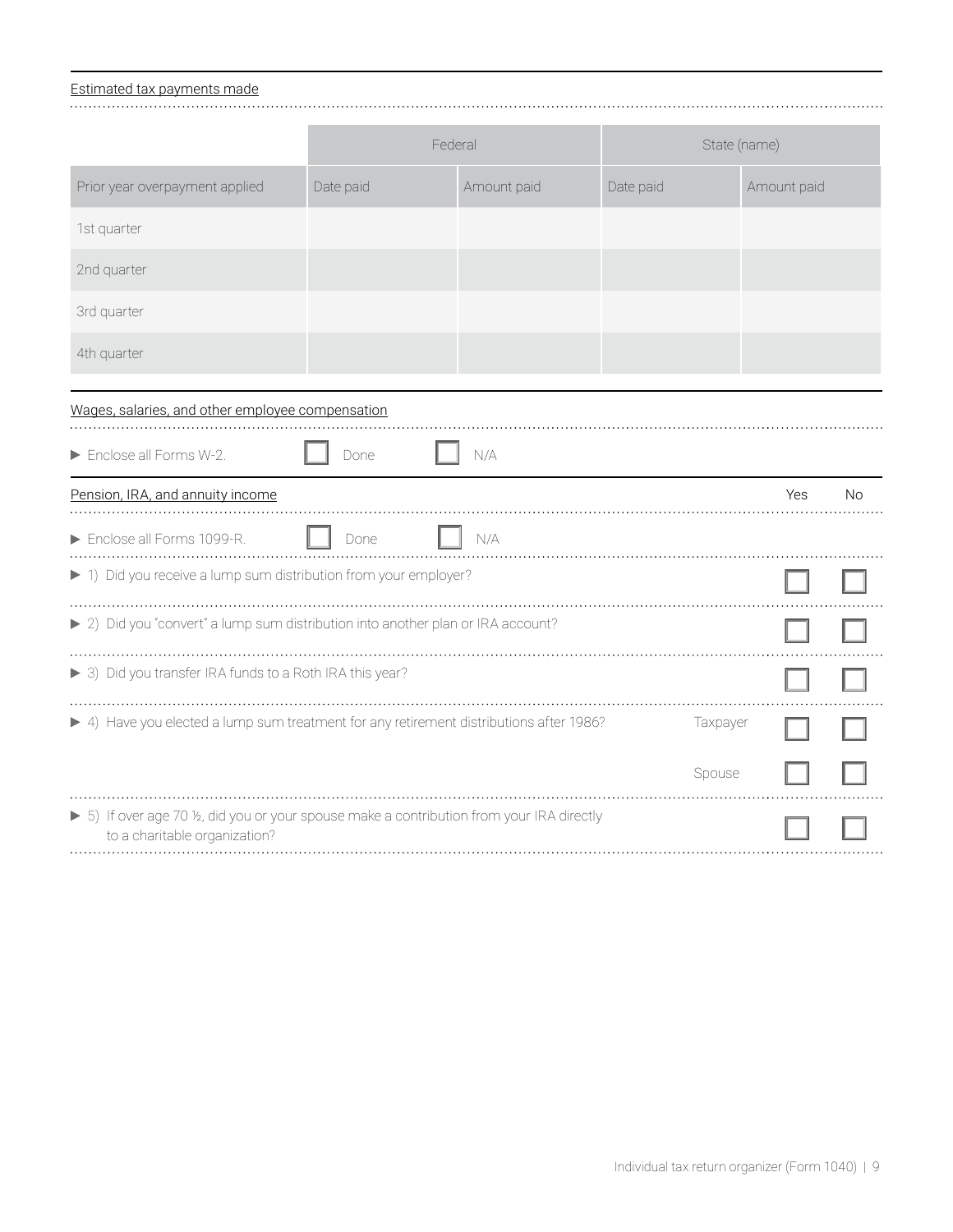Estimated tax payments made

| | Federal | | State (name) | |
|---|---|---|---|---|
| Prior year overpayment applied | Date paid | Amount paid | Date paid | Amount paid |
| 1st quarter | | | | |
| 2nd quarter | | | | |
| 3rd quarter | | | | |
| 4th quarter | | | | |

Wages, salaries, and other employee compensation

▶ Enclose all Forms W-2. ☐ Done ☐ N/A

Pension, IRA, and annuity income

▶ Enclose all Forms 1099-R. ☐ Done ☐ N/A

| | | Yes | No |
|---|---|---|---|
| ▶ 1) Did you receive a lump sum distribution from your employer? | | ☐ | ☐ |
| ▶ 2) Did you "convert" a lump sum distribution into another plan or IRA account? | | ☐ | ☐ |
| ▶ 3) Did you transfer IRA funds to a Roth IRA this year? | | ☐ | ☐ |
| ▶ 4) Have you elected a lump sum treatment for any retirement distributions after 1986? | Taxpayer | ☐ | ☐ |
| | Spouse | ☐ | ☐ |
| ▶ 5) If over age 70 ½, did you or your spouse make a contribution from your IRA directly to a charitable organization? | | ☐ | ☐ |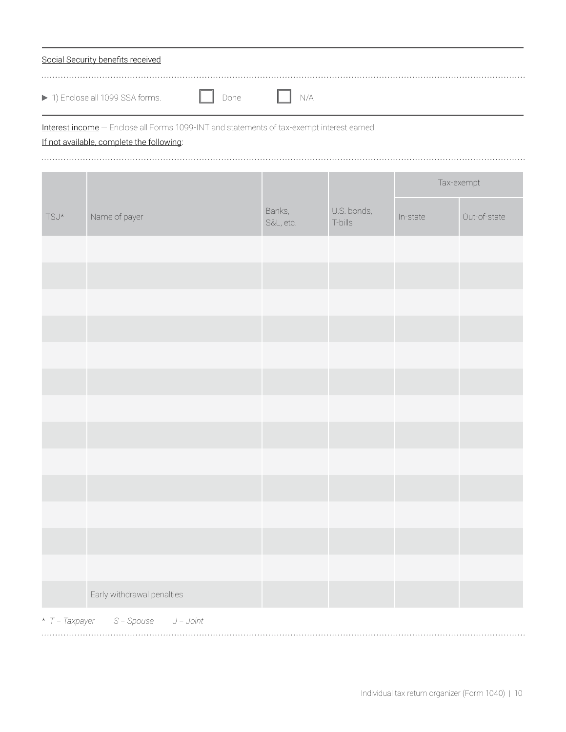Social Security benefits received

▶ 1) Enclose all 1099 SSA forms. ☐ Done ☐ N/A

Interest income — Enclose all Forms 1099-INT and statements of tax-exempt interest earned.

If not available, complete the following:

| TSJ* | Name of payer | Banks, S&L, etc. | U.S. bonds, T-bills | Tax-exempt | |
|---|---|---|---|---|---|
| | | | | In-state | Out-of-state |
| | | | | | |
| | | | | | |
| | | | | | |
| | | | | | |
| | | | | | |
| | | | | | |
| | | | | | |
| | | | | | |
| | | | | | |
| | | | | | |
| | | | | | |
| | | | | | |
| | | | | | |
| | Early withdrawal penalties | | | | |

*\* T = Taxpayer S = Spouse J = Joint*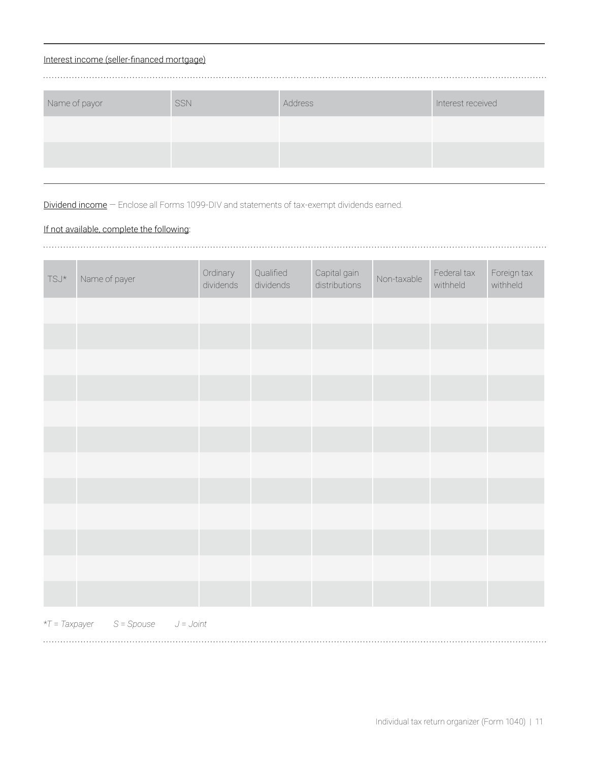Interest income (seller-financed mortgage)

| Name of payor | SSN | Address | Interest received |
|---|---|---|---|
| | | | |
| | | | |

Dividend income — Enclose all Forms 1099-DIV and statements of tax-exempt dividends earned.

If not available, complete the following:

| TSJ* | Name of payer | Ordinary dividends | Qualified dividends | Capital gain distributions | Non-taxable | Federal tax withheld | Foreign tax withheld |
|---|---|---|---|---|---|---|---|
| | | | | | | | |
| | | | | | | | |
| | | | | | | | |
| | | | | | | | |
| | | | | | | | |
| | | | | | | | |
| | | | | | | | |
| | | | | | | | |
| | | | | | | | |
| | | | | | | | |
| | | | | | | | |
| | | | | | | | |

**T = Taxpayer    S = Spouse    J = Joint*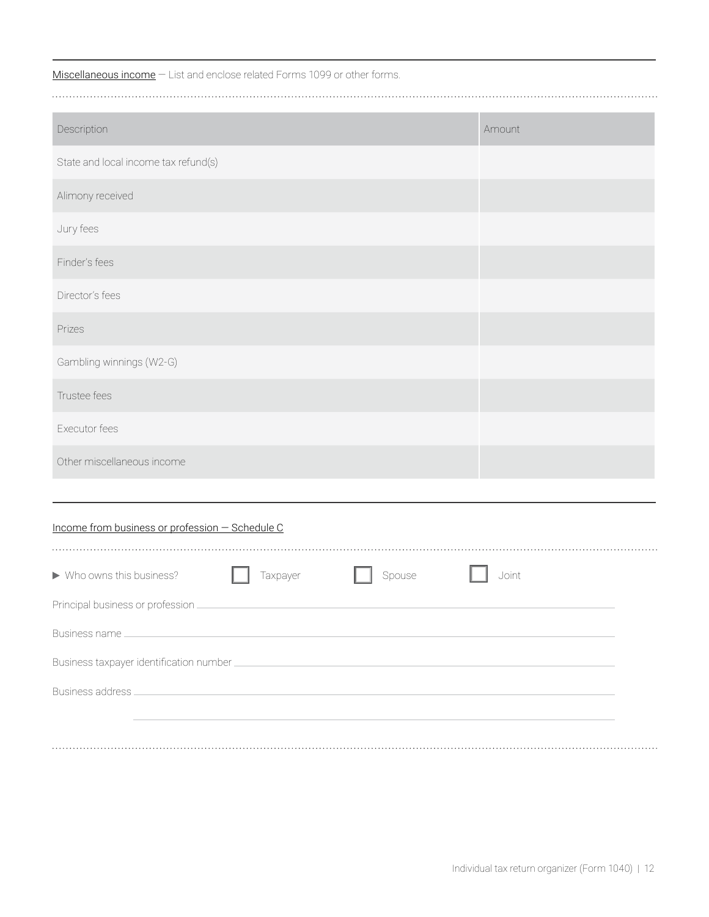Miscellaneous income — List and enclose related Forms 1099 or other forms.

| Description | Amount |
| --- | --- |
| State and local income tax refund(s) | |
| Alimony received | |
| Jury fees | |
| Finder's fees | |
| Director's fees | |
| Prizes | |
| Gambling winnings (W2-G) | |
| Trustee fees | |
| Executor fees | |
| Other miscellaneous income | |

Income from business or profession — Schedule C

▶ Who owns this business? ☐ Taxpayer ☐ Spouse ☐ Joint

Principal business or profession \_\_\_\_\_\_\_\_\_\_\_\_\_\_\_\_\_\_\_\_\_\_\_\_\_\_\_\_\_\_\_\_\_\_\_\_\_\_\_\_

Business name \_\_\_\_\_\_\_\_\_\_\_\_\_\_\_\_\_\_\_\_\_\_\_\_\_\_\_\_\_\_\_\_\_\_\_\_\_\_\_\_

Business taxpayer identification number \_\_\_\_\_\_\_\_\_\_\_\_\_\_\_\_\_\_\_\_\_\_\_\_\_\_\_\_\_\_\_\_\_\_\_\_\_\_\_\_

Business address \_\_\_\_\_\_\_\_\_\_\_\_\_\_\_\_\_\_\_\_\_\_\_\_\_\_\_\_\_\_\_\_\_\_\_\_\_\_\_\_

\_\_\_\_\_\_\_\_\_\_\_\_\_\_\_\_\_\_\_\_\_\_\_\_\_\_\_\_\_\_\_\_\_\_\_\_\_\_\_\_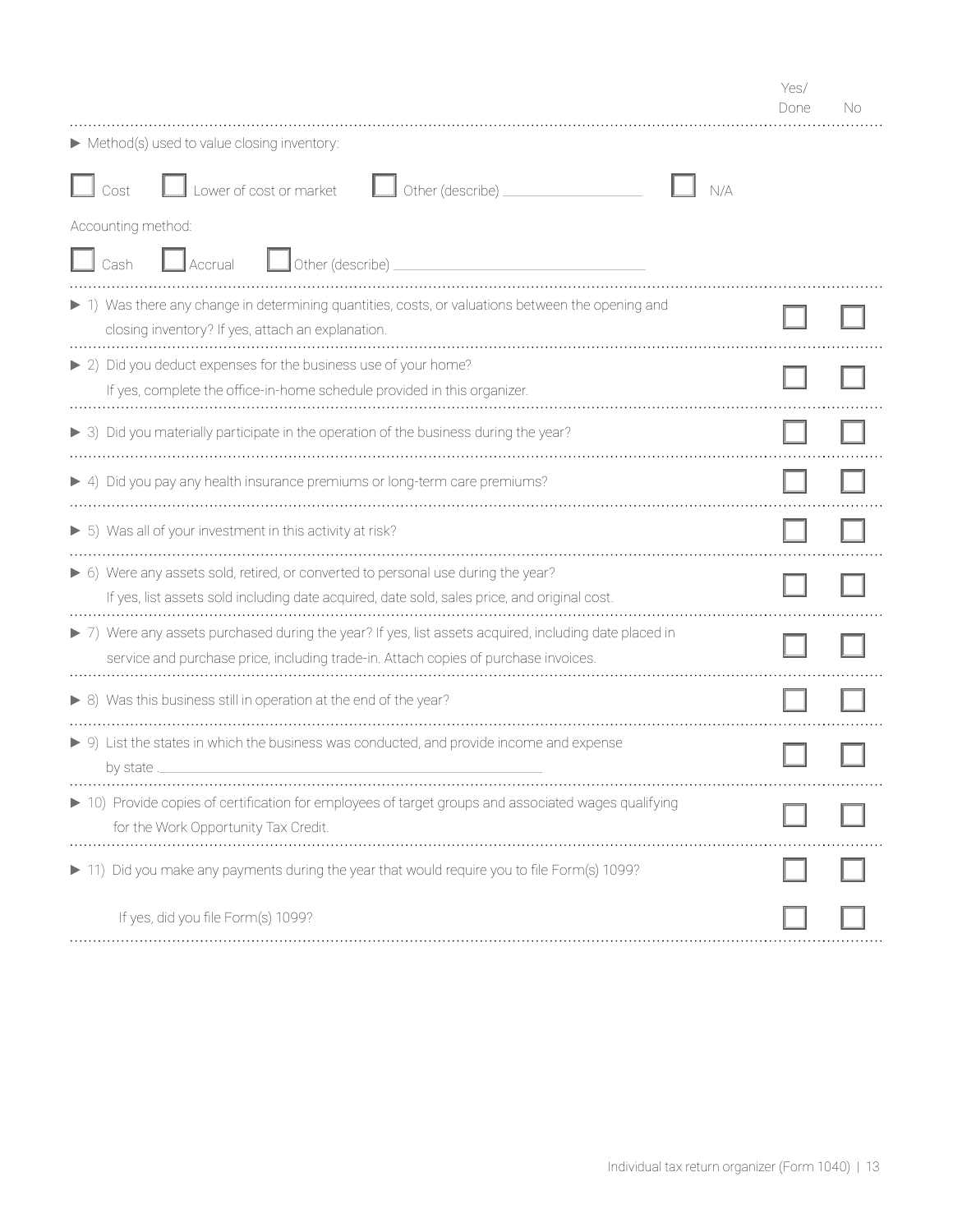| | Yes/ Done | No |
|---|---|---|
| ▶ Method(s) used to value closing inventory: | | |
| ☐ Cost ☐ Lower of cost or market ☐ Other (describe) ____________ ☐ N/A | | |
| Accounting method: | | |
| ☐ Cash ☐ Accrual ☐ Other (describe) ____________ | | |
| ▶ 1) Was there any change in determining quantities, costs, or valuations between the opening and closing inventory? If yes, attach an explanation. | ☐ | ☐ |
| ▶ 2) Did you deduct expenses for the business use of your home? If yes, complete the office-in-home schedule provided in this organizer. | ☐ | ☐ |
| ▶ 3) Did you materially participate in the operation of the business during the year? | ☐ | ☐ |
| ▶ 4) Did you pay any health insurance premiums or long-term care premiums? | ☐ | ☐ |
| ▶ 5) Was all of your investment in this activity at risk? | ☐ | ☐ |
| ▶ 6) Were any assets sold, retired, or converted to personal use during the year? If yes, list assets sold including date acquired, date sold, sales price, and original cost. | ☐ | ☐ |
| ▶ 7) Were any assets purchased during the year? If yes, list assets acquired, including date placed in service and purchase price, including trade-in. Attach copies of purchase invoices. | ☐ | ☐ |
| ▶ 8) Was this business still in operation at the end of the year? | ☐ | ☐ |
| ▶ 9) List the states in which the business was conducted, and provide income and expense by state ____________ | ☐ | ☐ |
| ▶ 10) Provide copies of certification for employees of target groups and associated wages qualifying for the Work Opportunity Tax Credit. | ☐ | ☐ |
| ▶ 11) Did you make any payments during the year that would require you to file Form(s) 1099? | ☐ | ☐ |
| If yes, did you file Form(s) 1099? | ☐ | ☐ |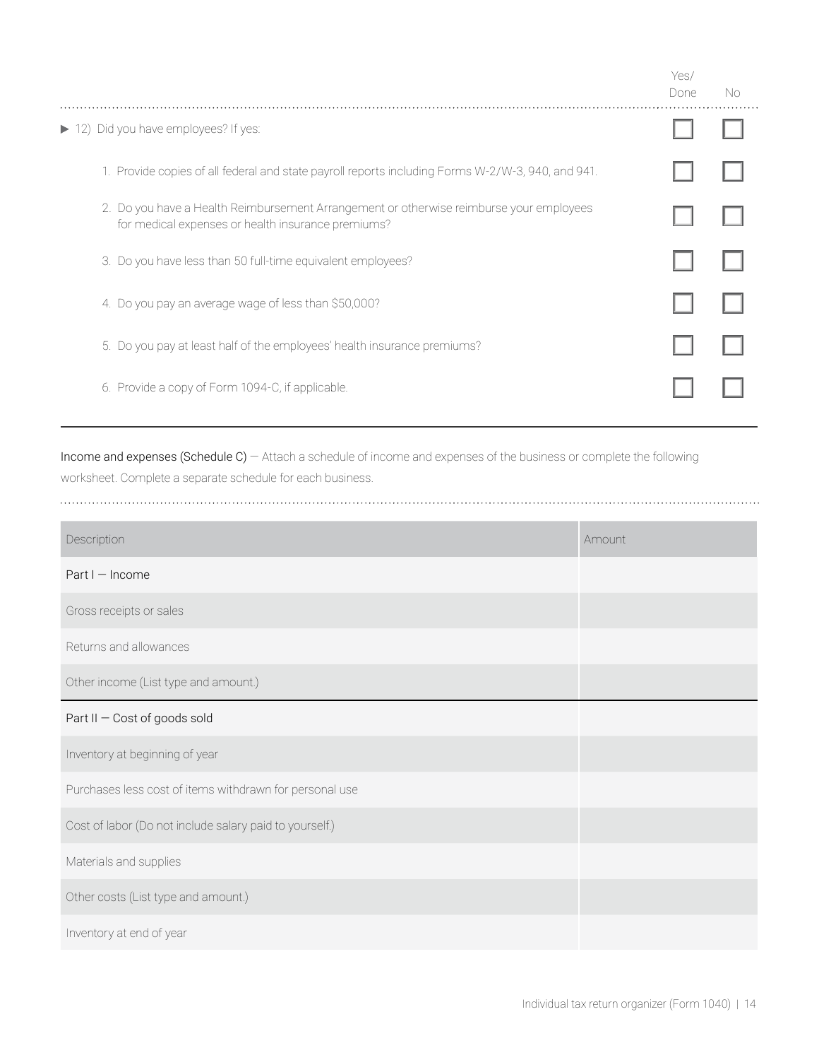| | Yes/ Done | No |
|---|---|---|
| ▶ 12) Did you have employees? If yes: | ☐ | ☐ |
| 1. Provide copies of all federal and state payroll reports including Forms W-2/W-3, 940, and 941. | ☐ | ☐ |
| 2. Do you have a Health Reimbursement Arrangement or otherwise reimburse your employees for medical expenses or health insurance premiums? | ☐ | ☐ |
| 3. Do you have less than 50 full-time equivalent employees? | ☐ | ☐ |
| 4. Do you pay an average wage of less than $50,000? | ☐ | ☐ |
| 5. Do you pay at least half of the employees' health insurance premiums? | ☐ | ☐ |
| 6. Provide a copy of Form 1094-C, if applicable. | ☐ | ☐ |

Income and expenses (Schedule C) — Attach a schedule of income and expenses of the business or complete the following worksheet. Complete a separate schedule for each business.

| Description | Amount |
|---|---|
| Part I — Income | |
| Gross receipts or sales | |
| Returns and allowances | |
| Other income (List type and amount.) | |
| Part II — Cost of goods sold | |
| Inventory at beginning of year | |
| Purchases less cost of items withdrawn for personal use | |
| Cost of labor (Do not include salary paid to yourself.) | |
| Materials and supplies | |
| Other costs (List type and amount.) | |
| Inventory at end of year | |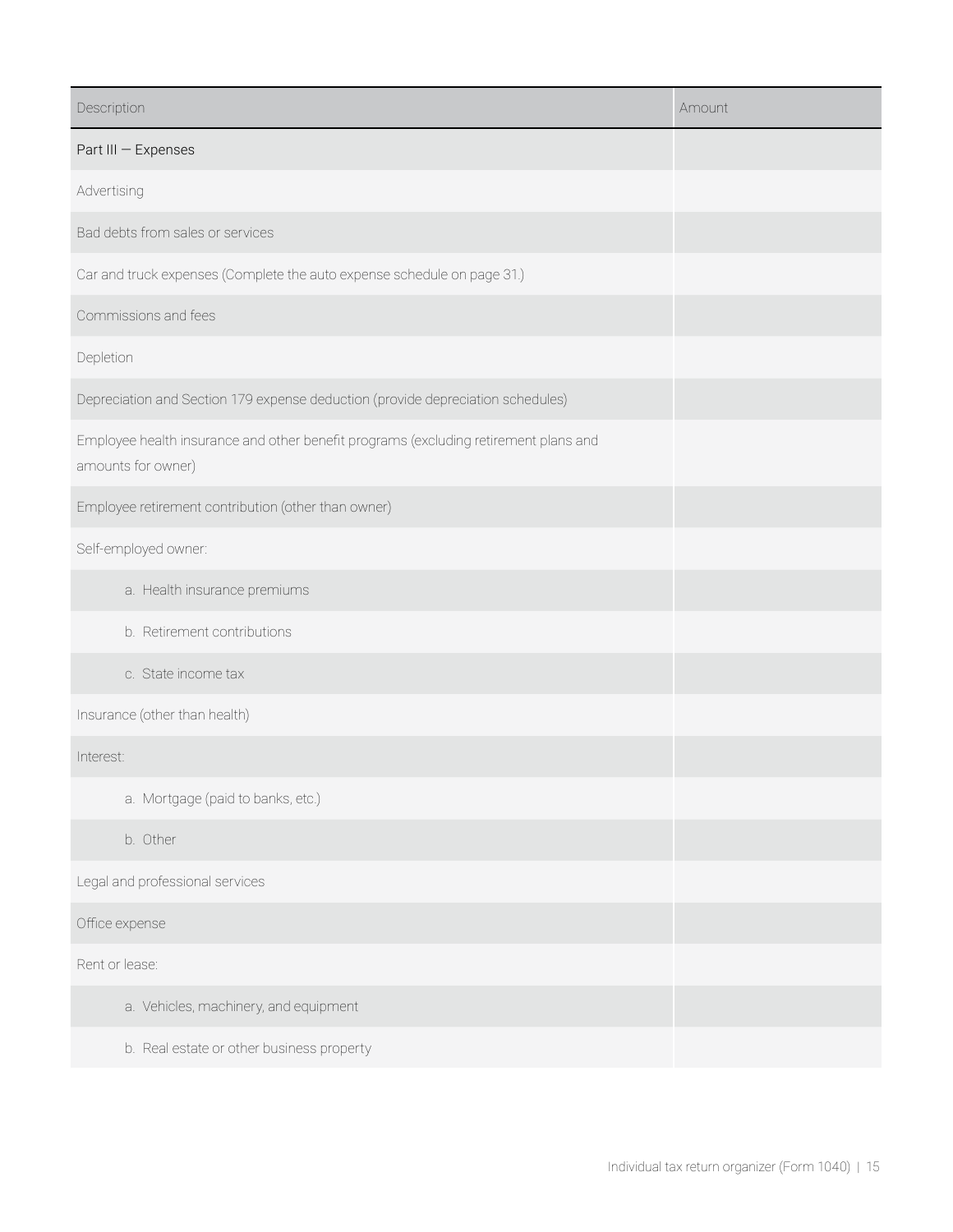| Description | Amount |
| --- | --- |
| Part III — Expenses | |
| Advertising | |
| Bad debts from sales or services | |
| Car and truck expenses (Complete the auto expense schedule on page 31.) | |
| Commissions and fees | |
| Depletion | |
| Depreciation and Section 179 expense deduction (provide depreciation schedules) | |
| Employee health insurance and other benefit programs (excluding retirement plans and amounts for owner) | |
| Employee retirement contribution (other than owner) | |
| Self-employed owner: | |
| a. Health insurance premiums | |
| b. Retirement contributions | |
| c. State income tax | |
| Insurance (other than health) | |
| Interest: | |
| a. Mortgage (paid to banks, etc.) | |
| b. Other | |
| Legal and professional services | |
| Office expense | |
| Rent or lease: | |
| a. Vehicles, machinery, and equipment | |
| b. Real estate or other business property | |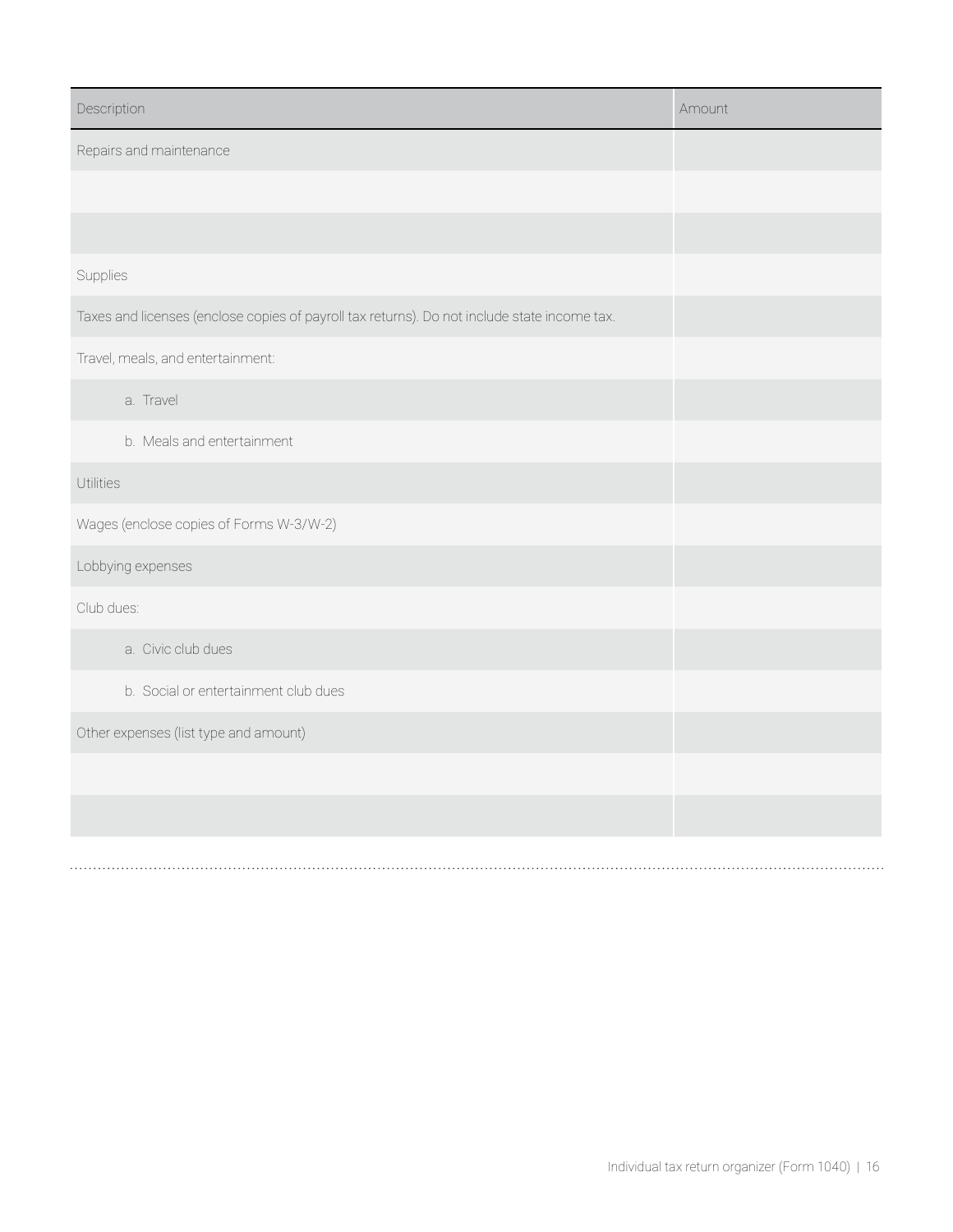| Description | Amount |
| --- | --- |
| Repairs and maintenance | |
| | |
| | |
| Supplies | |
| Taxes and licenses (enclose copies of payroll tax returns). Do not include state income tax. | |
| Travel, meals, and entertainment: | |
| a. Travel | |
| b. Meals and entertainment | |
| Utilities | |
| Wages (enclose copies of Forms W-3/W-2) | |
| Lobbying expenses | |
| Club dues: | |
| a. Civic club dues | |
| b. Social or entertainment club dues | |
| Other expenses (list type and amount) | |
| | |
| | |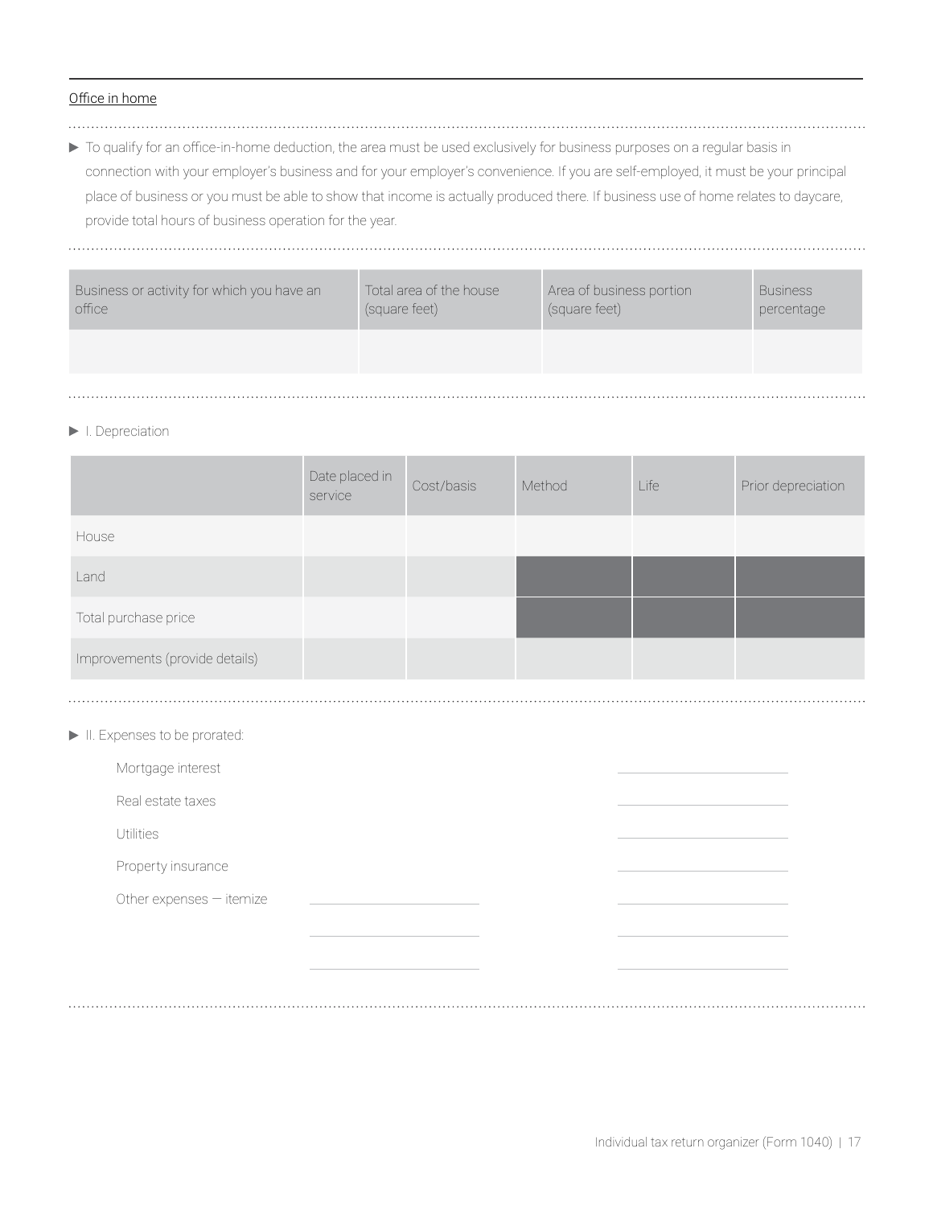## Office in home

▶ To qualify for an office-in-home deduction, the area must be used exclusively for business purposes on a regular basis in connection with your employer's business and for your employer's convenience. If you are self-employed, it must be your principal place of business or you must be able to show that income is actually produced there. If business use of home relates to daycare, provide total hours of business operation for the year.

| Business or activity for which you have an office | Total area of the house (square feet) | Area of business portion (square feet) | Business percentage |
|---|---|---|---|
| | | | |

▶ I. Depreciation

| | Date placed in service | Cost/basis | Method | Life | Prior depreciation |
|---|---|---|---|---|---|
| House | | | | | |
| Land | | | | | |
| Total purchase price | | | | | |
| Improvements (provide details) | | | | | |

▶ II. Expenses to be prorated:

Mortgage interest ____________

Real estate taxes ____________

Utilities ____________

Property insurance ____________

Other expenses — itemize ____________ ____________

____________ ____________

____________ ____________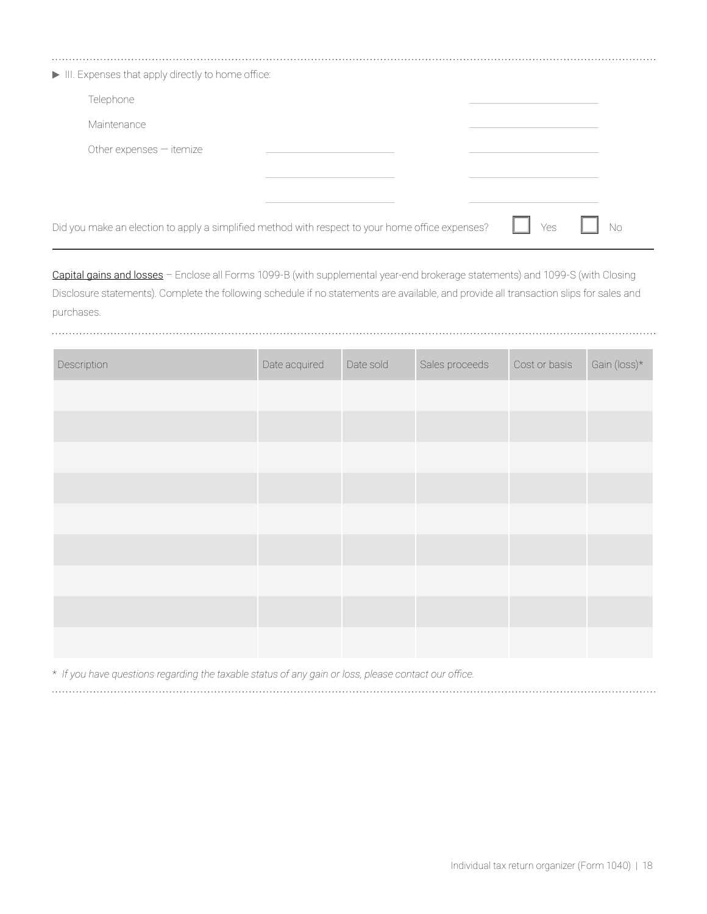▶ III. Expenses that apply directly to home office:

Telephone ____________

Maintenance ____________

Other expenses — itemize ____________ ____________

____________ ____________

____________ ____________

Did you make an election to apply a simplified method with respect to your home office expenses? ☐ Yes ☐ No

<u>Capital gains and losses</u> – Enclose all Forms 1099-B (with supplemental year-end brokerage statements) and 1099-S (with Closing Disclosure statements). Complete the following schedule if no statements are available, and provide all transaction slips for sales and purchases.

| Description | Date acquired | Date sold | Sales proceeds | Cost or basis | Gain (loss)* |
|---|---|---|---|---|---|
| | | | | | |
| | | | | | |
| | | | | | |
| | | | | | |
| | | | | | |
| | | | | | |
| | | | | | |
| | | | | | |
| | | | | | |

\* *If you have questions regarding the taxable status of any gain or loss, please contact our office.*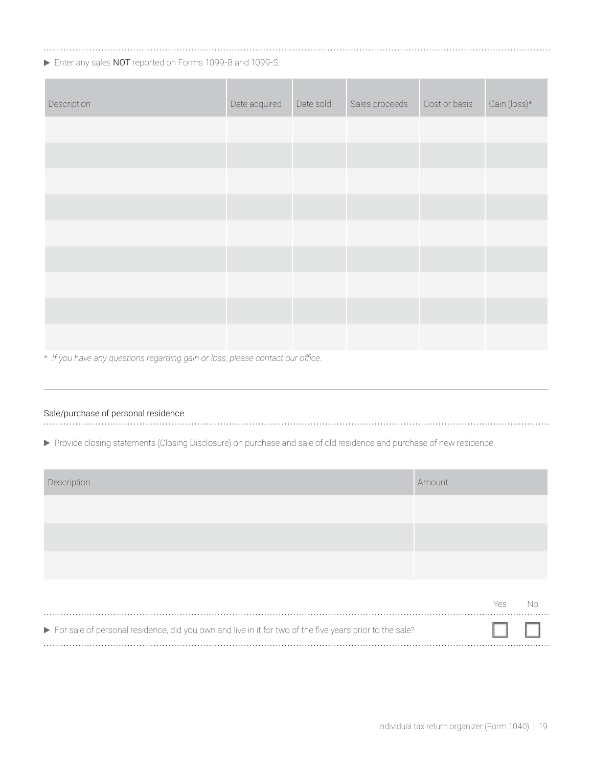▶ Enter any sales **NOT** reported on Forms 1099-B and 1099-S:

| Description | Date acquired | Date sold | Sales proceeds | Cost or basis | Gain (loss)* |
|---|---|---|---|---|---|
| | | | | | |
| | | | | | |
| | | | | | |
| | | | | | |
| | | | | | |
| | | | | | |
| | | | | | |
| | | | | | |
| | | | | | |

* *If you have any questions regarding gain or loss, please contact our office.*

## Sale/purchase of personal residence

▶ Provide closing statements (Closing Disclosure) on purchase and sale of old residence and purchase of new residence.

| Description | Amount |
|---|---|
| | |
| | |
| | |

| | Yes | No |
|---|---|---|
| ▶ For sale of personal residence, did you own and live in it for two of the five years prior to the sale? | ☐ | ☐ |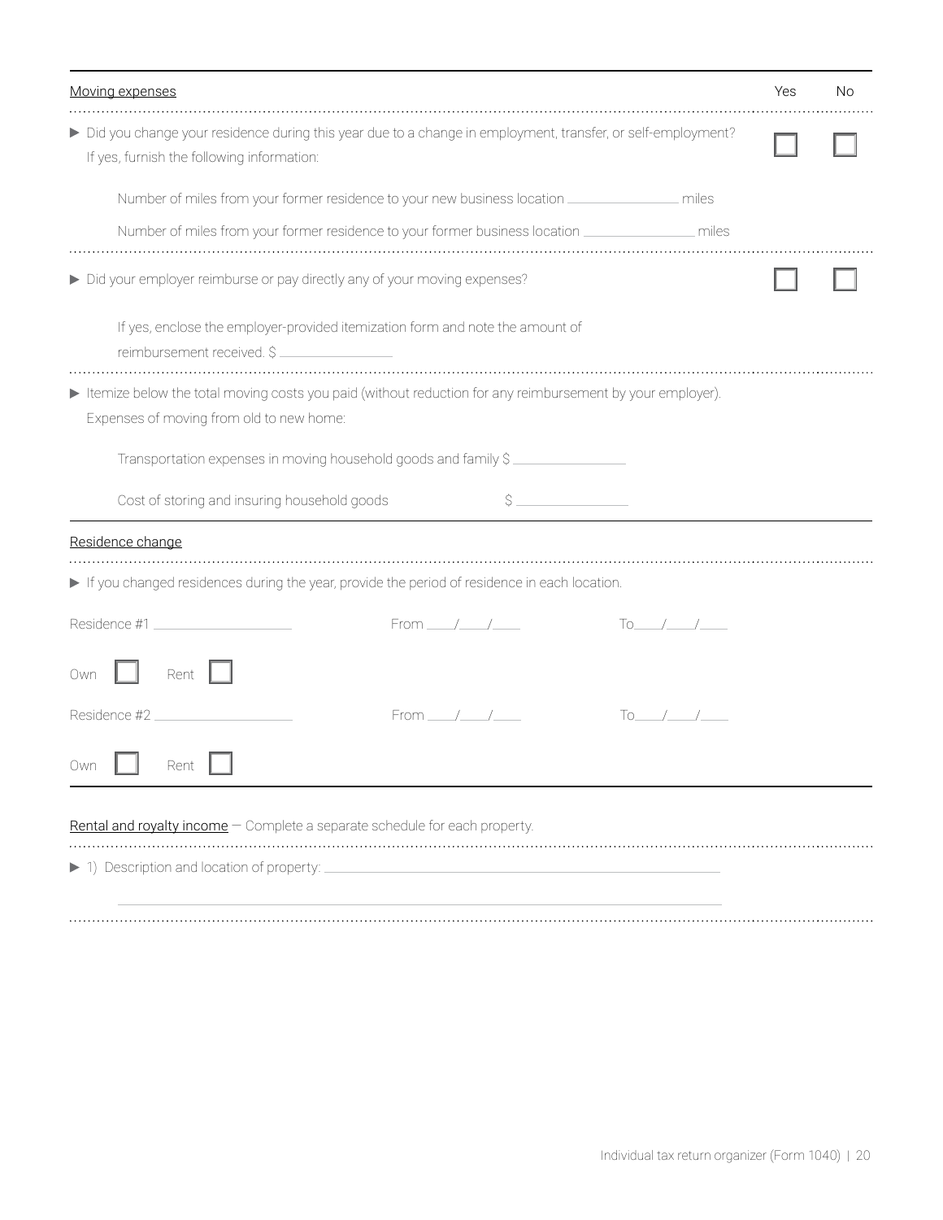## Moving expenses

| | Yes | No |
|---|---|---|
| ▶ Did you change your residence during this year due to a change in employment, transfer, or self-employment? If yes, furnish the following information: | ☐ | ☐ |

Number of miles from your former residence to your new business location ________________ miles

Number of miles from your former residence to your former business location ________________ miles

| | Yes | No |
|---|---|---|
| ▶ Did your employer reimburse or pay directly any of your moving expenses? | ☐ | ☐ |

If yes, enclose the employer-provided itemization form and note the amount of reimbursement received. $ ________________

▶ Itemize below the total moving costs you paid (without reduction for any reimbursement by your employer). Expenses of moving from old to new home:

Transportation expenses in moving household goods and family $ ________________

Cost of storing and insuring household goods $ ________________

## Residence change

▶ If you changed residences during the year, provide the period of residence in each location.

Residence #1 ____________________ From ____/____/____ To____/____/____

Own ☐ Rent ☐

Residence #2 ____________________ From ____/____/____ To____/____/____

Own ☐ Rent ☐

## Rental and royalty income — Complete a separate schedule for each property.

▶ 1) Description and location of property: ____________________________________________

____________________________________________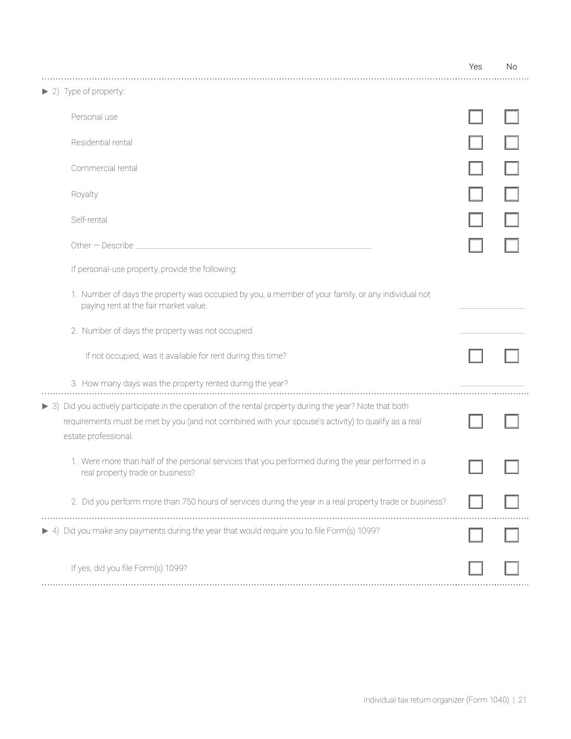| | Yes | No |
|---|---|---|
| ► 2) Type of property: | | |
| Personal use | ☐ | ☐ |
| Residential rental | ☐ | ☐ |
| Commercial rental | ☐ | ☐ |
| Royalty | ☐ | ☐ |
| Self-rental | ☐ | ☐ |
| Other — Describe ______________________________ | ☐ | ☐ |
| If personal-use property, provide the following: | | |
| 1. Number of days the property was occupied by you, a member of your family, or any individual not paying rent at the fair market value. | ______ | |
| 2. Number of days the property was not occupied. | ______ | |
| If not occupied, was it available for rent during this time? | ☐ | ☐ |
| 3. How many days was the property rented during the year? | ______ | |
| ► 3) Did you actively participate in the operation of the rental property during the year? Note that both requirements must be met by you (and not combined with your spouse's activity) to qualify as a real estate professional. | ☐ | ☐ |
| 1. Were more than half of the personal services that you performed during the year performed in a real property trade or business? | ☐ | ☐ |
| 2. Did you perform more than 750 hours of services during the year in a real property trade or business? | ☐ | ☐ |
| ► 4) Did you make any payments during the year that would require you to file Form(s) 1099? | ☐ | ☐ |
| If yes, did you file Form(s) 1099? | ☐ | ☐ |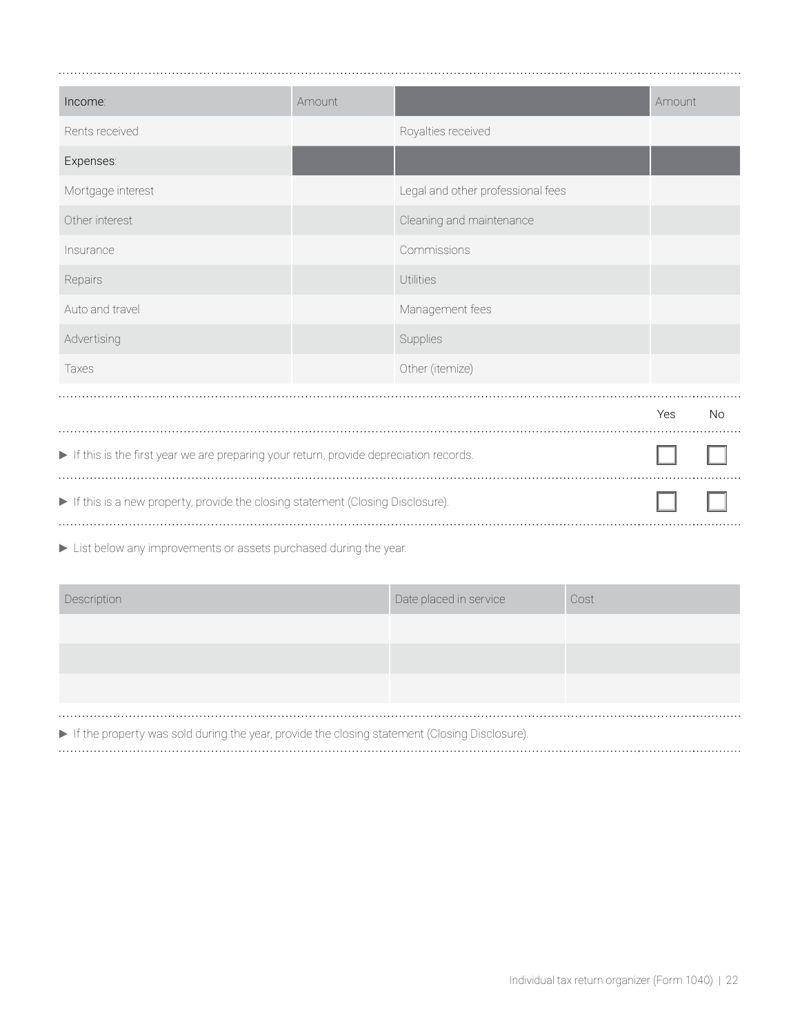| Income: | Amount | | Amount |
|---|---|---|---|
| Rents received | | Royalties received | |
| Expenses: | | | |
| Mortgage interest | | Legal and other professional fees | |
| Other interest | | Cleaning and maintenance | |
| Insurance | | Commissions | |
| Repairs | | Utilities | |
| Auto and travel | | Management fees | |
| Advertising | | Supplies | |
| Taxes | | Other (itemize) | |

| | Yes | No |
|---|---|---|
| ▶ If this is the first year we are preparing your return, provide depreciation records. | ☐ | ☐ |
| ▶ If this is a new property, provide the closing statement (Closing Disclosure). | ☐ | ☐ |

▶ List below any improvements or assets purchased during the year.

| Description | Date placed in service | Cost |
|---|---|---|
| | | |
| | | |
| | | |

▶ If the property was sold during the year, provide the closing statement (Closing Disclosure).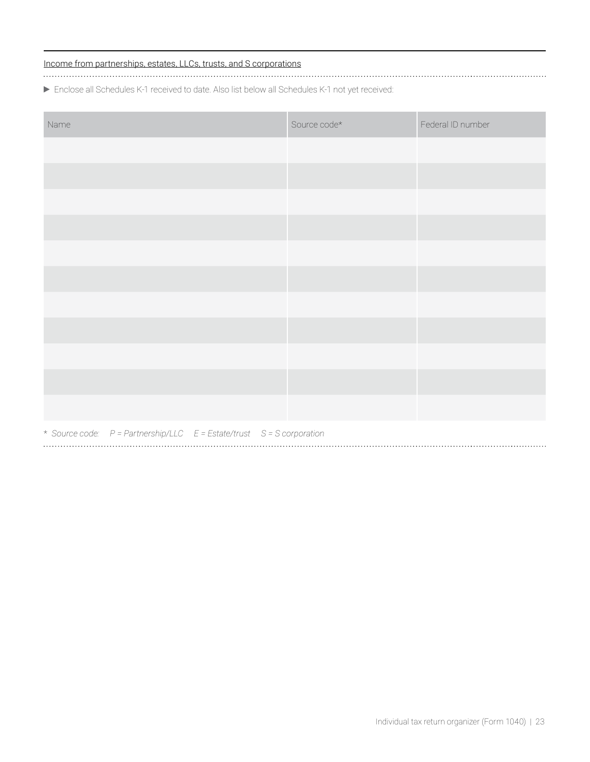Income from partnerships, estates, LLCs, trusts, and S corporations

▶ Enclose all Schedules K-1 received to date. Also list below all Schedules K-1 not yet received:

| Name | Source code* | Federal ID number |
| --- | --- | --- |
| | | |
| | | |
| | | |
| | | |
| | | |
| | | |
| | | |
| | | |
| | | |
| | | |
| | | |

* *Source code: P = Partnership/LLC E = Estate/trust S = S corporation*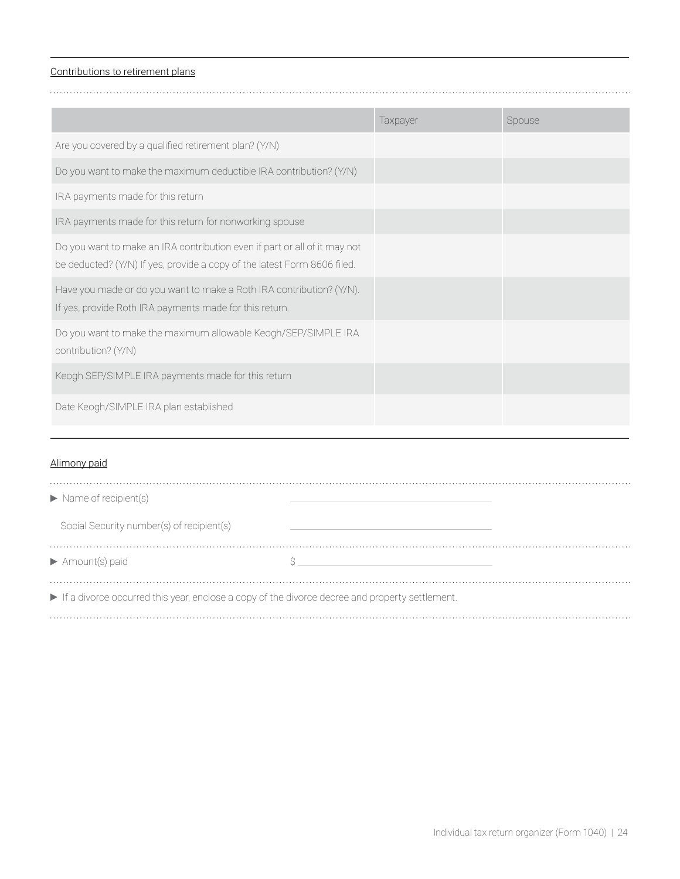## Contributions to retirement plans

| | Taxpayer | Spouse |
|---|---|---|
| Are you covered by a qualified retirement plan? (Y/N) | | |
| Do you want to make the maximum deductible IRA contribution? (Y/N) | | |
| IRA payments made for this return | | |
| IRA payments made for this return for nonworking spouse | | |
| Do you want to make an IRA contribution even if part or all of it may not be deducted? (Y/N) If yes, provide a copy of the latest Form 8606 filed. | | |
| Have you made or do you want to make a Roth IRA contribution? (Y/N). If yes, provide Roth IRA payments made for this return. | | |
| Do you want to make the maximum allowable Keogh/SEP/SIMPLE IRA contribution? (Y/N) | | |
| Keogh SEP/SIMPLE IRA payments made for this return | | |
| Date Keogh/SIMPLE IRA plan established | | |

## Alimony paid

- ▶ Name of recipient(s) ______________________

  Social Security number(s) of recipient(s) ______________________

- ▶ Amount(s) paid $ ______________________

- ▶ If a divorce occurred this year, enclose a copy of the divorce decree and property settlement.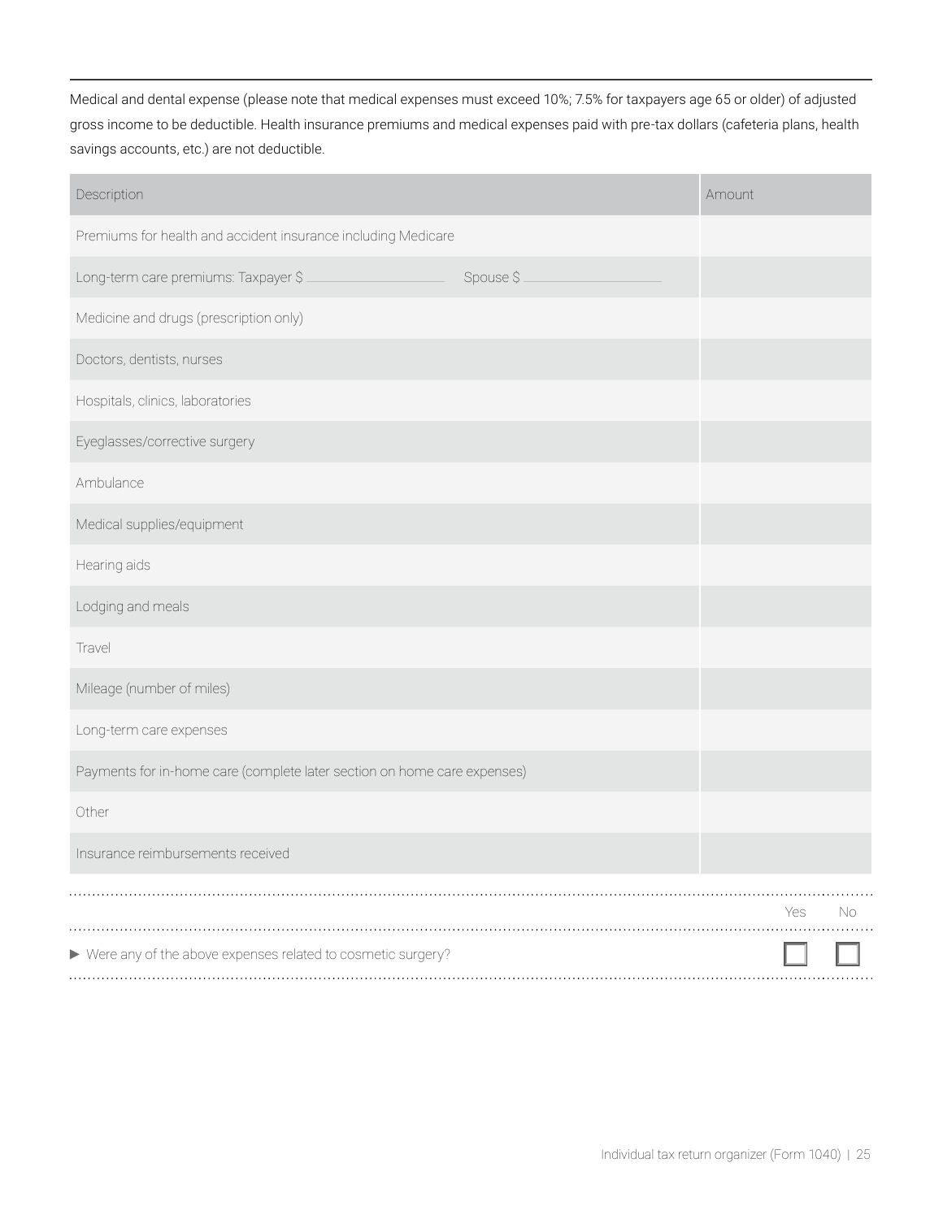Medical and dental expense (please note that medical expenses must exceed 10%; 7.5% for taxpayers age 65 or older) of adjusted gross income to be deductible. Health insurance premiums and medical expenses paid with pre-tax dollars (cafeteria plans, health savings accounts, etc.) are not deductible.

| Description | Amount |
|---|---|
| Premiums for health and accident insurance including Medicare | |
| Long-term care premiums: Taxpayer $ ________ Spouse $ ________ | |
| Medicine and drugs (prescription only) | |
| Doctors, dentists, nurses | |
| Hospitals, clinics, laboratories | |
| Eyeglasses/corrective surgery | |
| Ambulance | |
| Medical supplies/equipment | |
| Hearing aids | |
| Lodging and meals | |
| Travel | |
| Mileage (number of miles) | |
| Long-term care expenses | |
| Payments for in-home care (complete later section on home care expenses) | |
| Other | |
| Insurance reimbursements received | |

| | Yes | No |
|---|---|---|
| ▶ Were any of the above expenses related to cosmetic surgery? | ☐ | ☐ |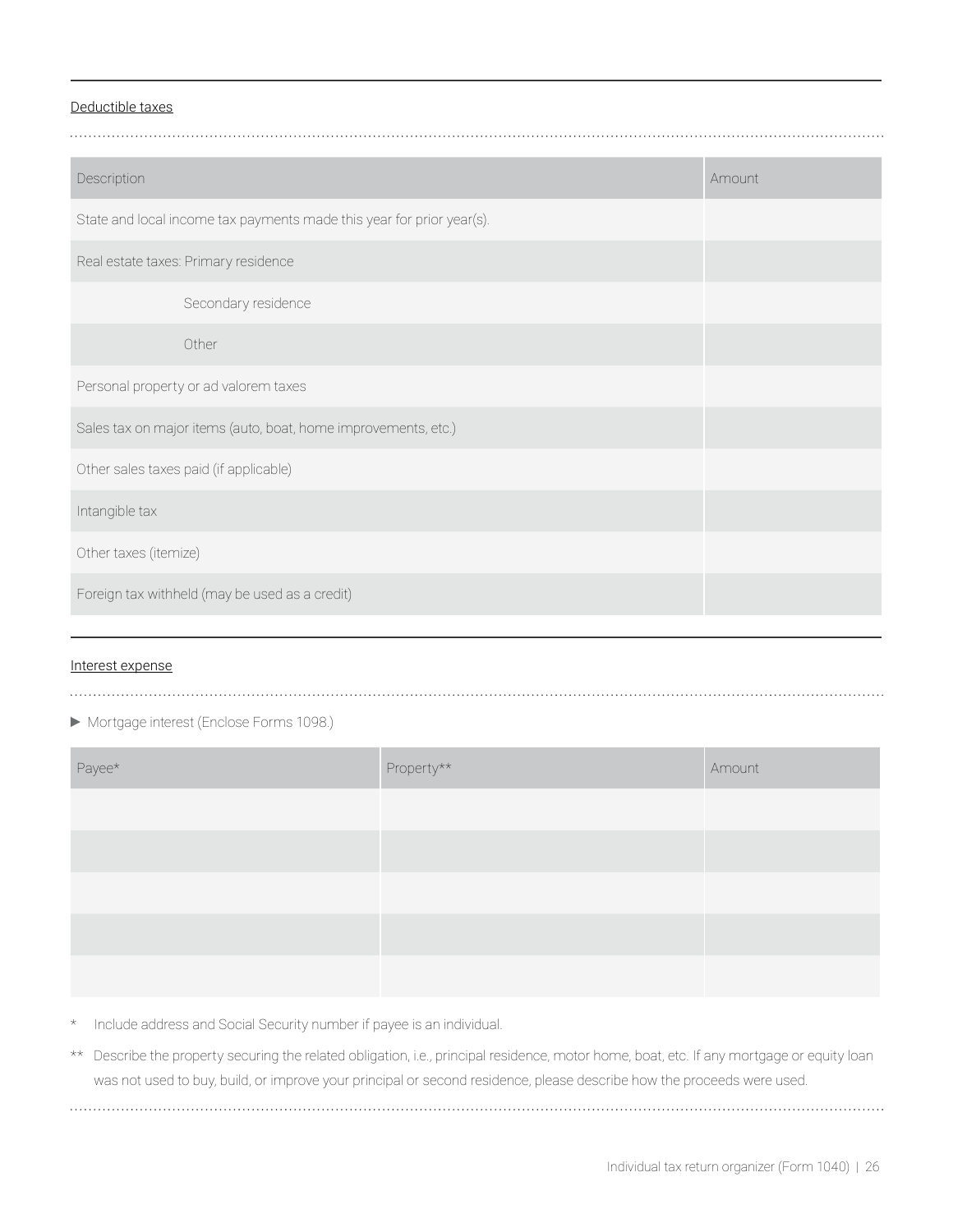## Deductible taxes

| Description | Amount |
|---|---|
| State and local income tax payments made this year for prior year(s). | |
| Real estate taxes: Primary residence | |
| Secondary residence | |
| Other | |
| Personal property or ad valorem taxes | |
| Sales tax on major items (auto, boat, home improvements, etc.) | |
| Other sales taxes paid (if applicable) | |
| Intangible tax | |
| Other taxes (itemize) | |
| Foreign tax withheld (may be used as a credit) | |

## Interest expense

▶ Mortgage interest (Enclose Forms 1098.)

| Payee* | Property** | Amount |
|---|---|---|
| | | |
| | | |
| | | |
| | | |
| | | |

\* Include address and Social Security number if payee is an individual.

\*\* Describe the property securing the related obligation, i.e., principal residence, motor home, boat, etc. If any mortgage or equity loan was not used to buy, build, or improve your principal or second residence, please describe how the proceeds were used.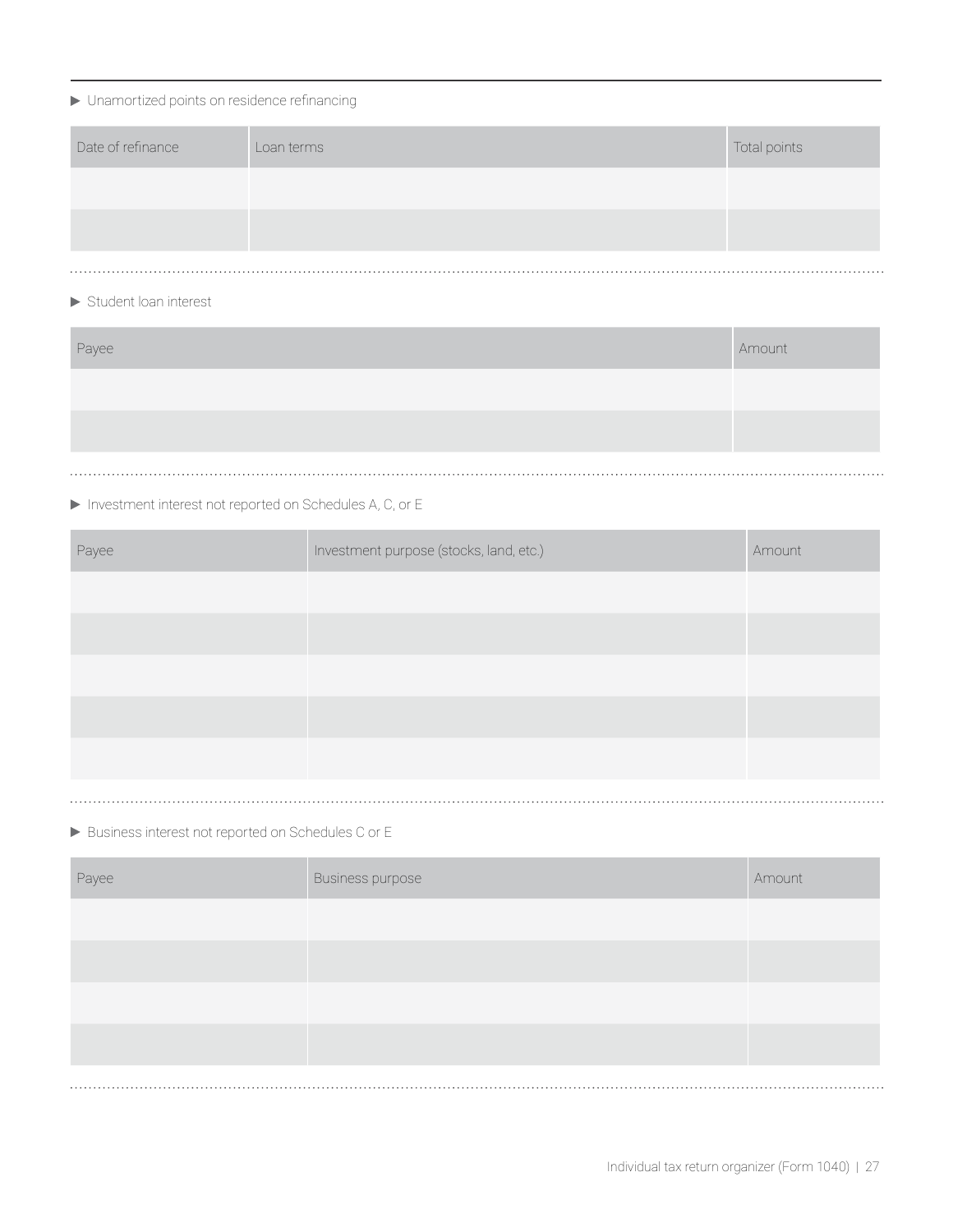▶ Unamortized points on residence refinancing

| Date of refinance | Loan terms | Total points |
|---|---|---|
| | | |
| | | |

▶ Student loan interest

| Payee | Amount |
|---|---|
| | |
| | |

▶ Investment interest not reported on Schedules A, C, or E

| Payee | Investment purpose (stocks, land, etc.) | Amount |
|---|---|---|
| | | |
| | | |
| | | |
| | | |
| | | |

▶ Business interest not reported on Schedules C or E

| Payee | Business purpose | Amount |
|---|---|---|
| | | |
| | | |
| | | |
| | | |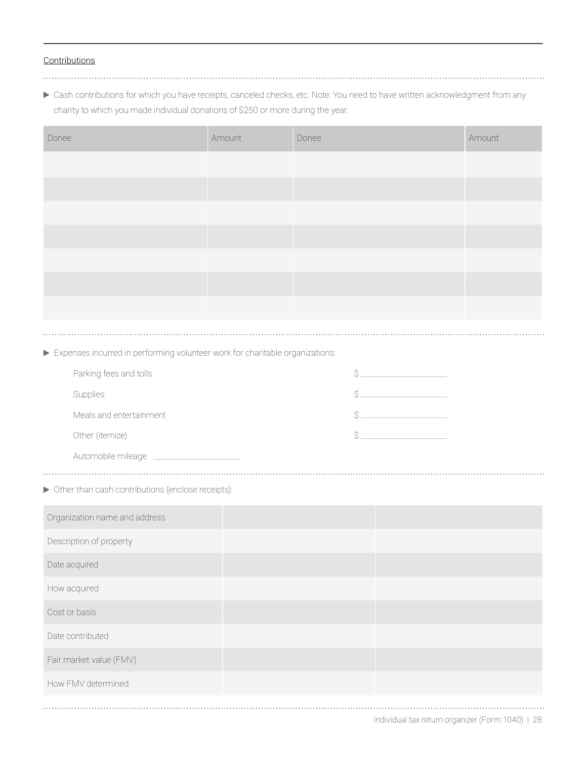## Contributions

▶ Cash contributions for which you have receipts, canceled checks, etc. Note: You need to have written acknowledgment from any charity to which you made individual donations of $250 or more during the year.

| Donee | Amount | Donee | Amount |
|---|---|---|---|
| | | | |
| | | | |
| | | | |
| | | | |
| | | | |
| | | | |
| | | | |

▶ Expenses incurred in performing volunteer work for charitable organizations:

Parking fees and tolls $ ____________

Supplies $ ____________

Meals and entertainment $ ____________

Other (itemize) $ ____________

Automobile mileage ____________

▶ Other than cash contributions (enclose receipts):

| Organization name and address | | |
|---|---|---|
| Description of property | | |
| Date acquired | | |
| How acquired | | |
| Cost or basis | | |
| Date contributed | | |
| Fair market value (FMV) | | |
| How FMV determined | | |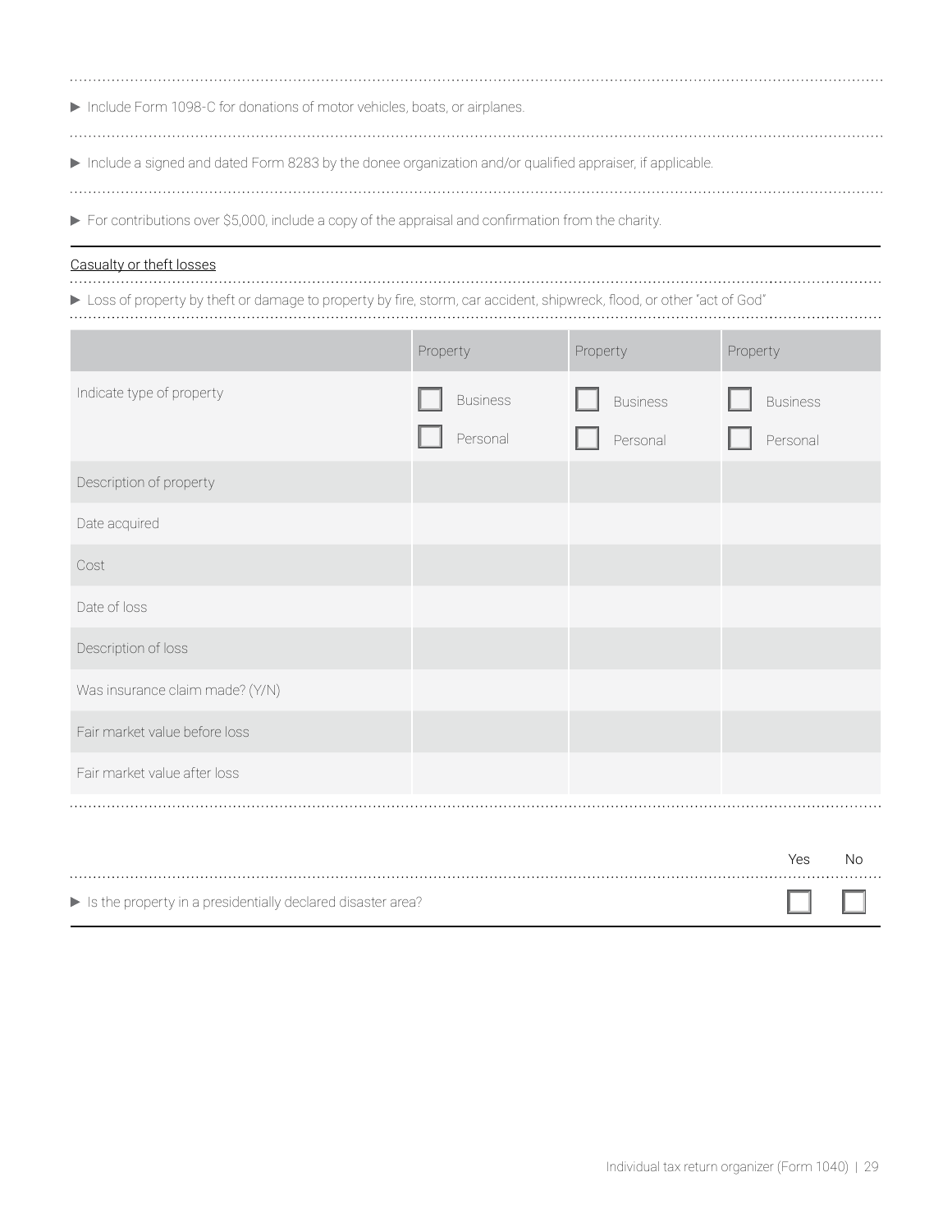▶ Include Form 1098-C for donations of motor vehicles, boats, or airplanes.

▶ Include a signed and dated Form 8283 by the donee organization and/or qualified appraiser, if applicable.

▶ For contributions over $5,000, include a copy of the appraisal and confirmation from the charity.

## Casualty or theft losses

▶ Loss of property by theft or damage to property by fire, storm, car accident, shipwreck, flood, or other "act of God"

| | Property | Property | Property |
|---|---|---|---|
| Indicate type of property | ☐ Business<br>☐ Personal | ☐ Business<br>☐ Personal | ☐ Business<br>☐ Personal |
| Description of property | | | |
| Date acquired | | | |
| Cost | | | |
| Date of loss | | | |
| Description of loss | | | |
| Was insurance claim made? (Y/N) | | | |
| Fair market value before loss | | | |
| Fair market value after loss | | | |

| | Yes | No |
|---|---|---|
| ▶ Is the property in a presidentially declared disaster area? | ☐ | ☐ |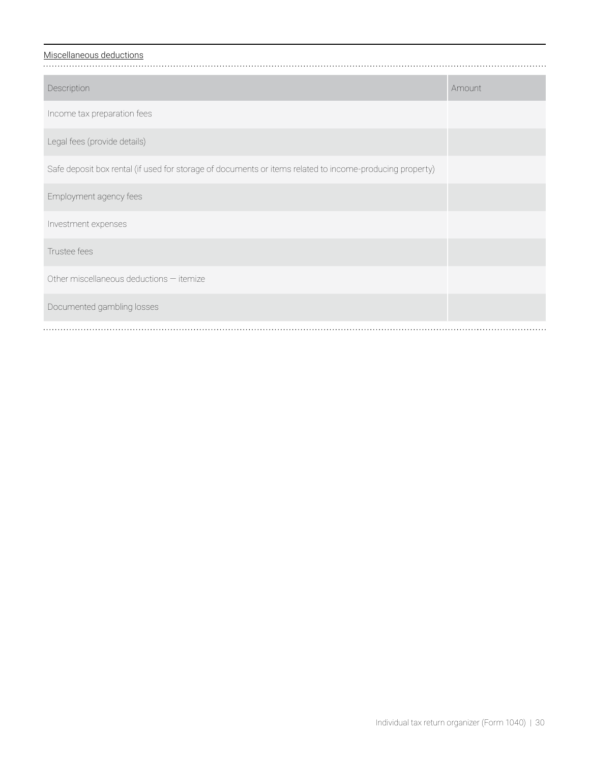## Miscellaneous deductions

| Description | Amount |
|---|---|
| Income tax preparation fees | |
| Legal fees (provide details) | |
| Safe deposit box rental (if used for storage of documents or items related to income-producing property) | |
| Employment agency fees | |
| Investment expenses | |
| Trustee fees | |
| Other miscellaneous deductions — itemize | |
| Documented gambling losses | |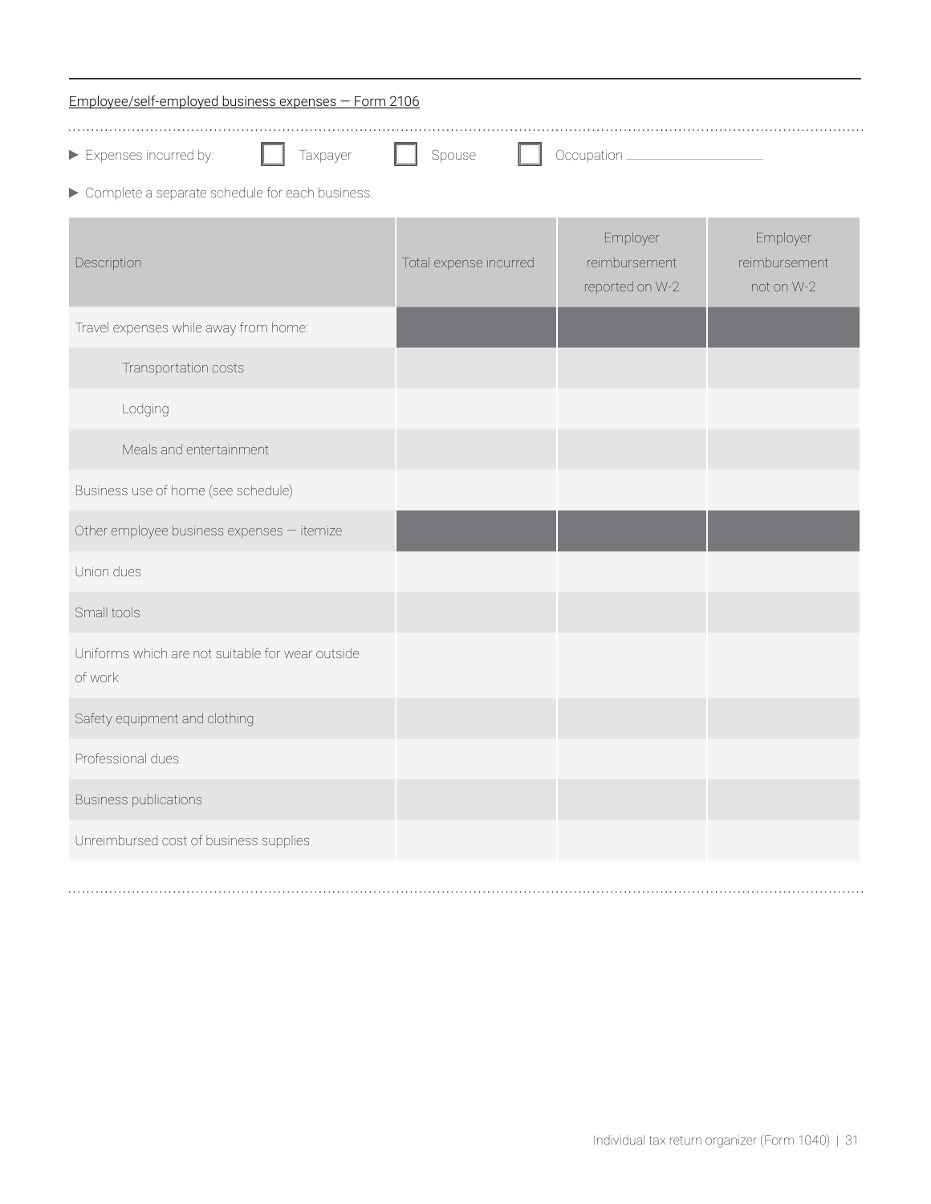## Employee/self-employed business expenses — Form 2106

▶ Expenses incurred by: ☐ Taxpayer ☐ Spouse ☐ Occupation ________________

▶ Complete a separate schedule for each business.

| Description | Total expense incurred | Employer reimbursement reported on W-2 | Employer reimbursement not on W-2 |
|---|---|---|---|
| Travel expenses while away from home: | | | |
| Transportation costs | | | |
| Lodging | | | |
| Meals and entertainment | | | |
| Business use of home (see schedule) | | | |
| Other employee business expenses — itemize | | | |
| Union dues | | | |
| Small tools | | | |
| Uniforms which are not suitable for wear outside of work | | | |
| Safety equipment and clothing | | | |
| Professional dues | | | |
| Business publications | | | |
| Unreimbursed cost of business supplies | | | |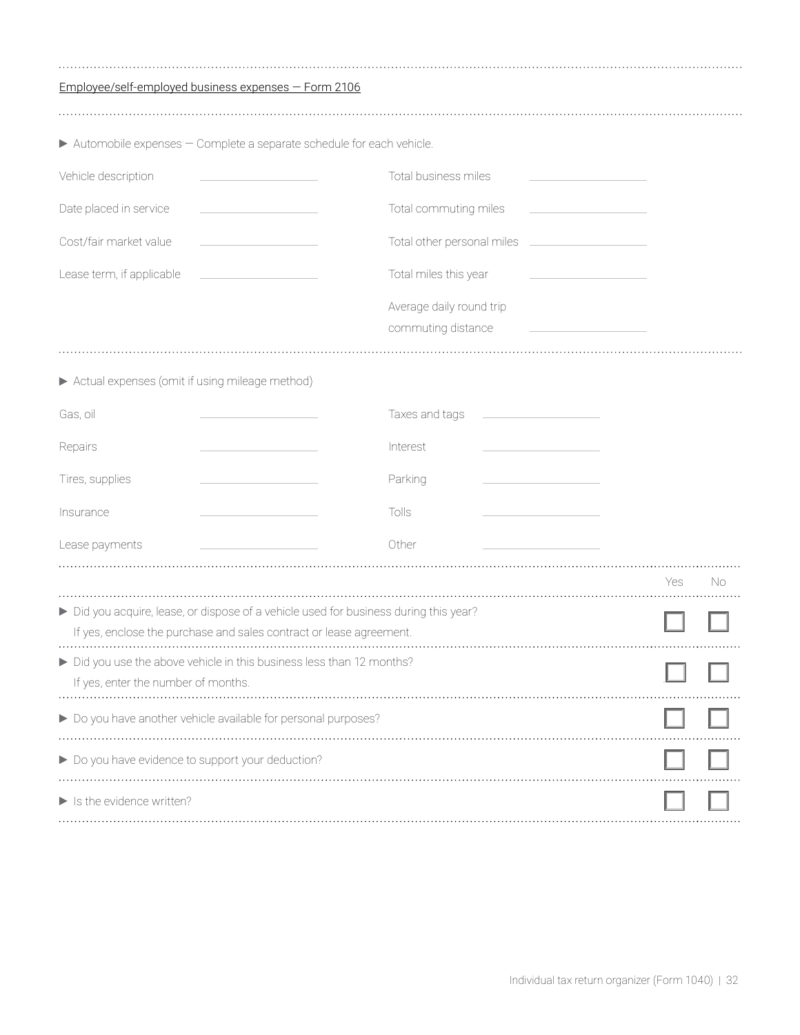Employee/self-employed business expenses — Form 2106

▶ Automobile expenses — Complete a separate schedule for each vehicle.

| | | | |
|---|---|---|---|
| Vehicle description | | Total business miles | |
| Date placed in service | | Total commuting miles | |
| Cost/fair market value | | Total other personal miles | |
| Lease term, if applicable | | Total miles this year | |
| | | Average daily round trip commuting distance | |

▶ Actual expenses (omit if using mileage method)

| | | | |
|---|---|---|---|
| Gas, oil | | Taxes and tags | |
| Repairs | | Interest | |
| Tires, supplies | | Parking | |
| Insurance | | Tolls | |
| Lease payments | | Other | |

| | Yes | No |
|---|---|---|
| ▶ Did you acquire, lease, or dispose of a vehicle used for business during this year? If yes, enclose the purchase and sales contract or lease agreement. | ☐ | ☐ |
| ▶ Did you use the above vehicle in this business less than 12 months? If yes, enter the number of months. | ☐ | ☐ |
| ▶ Do you have another vehicle available for personal purposes? | ☐ | ☐ |
| ▶ Do you have evidence to support your deduction? | ☐ | ☐ |
| ▶ Is the evidence written? | ☐ | ☐ |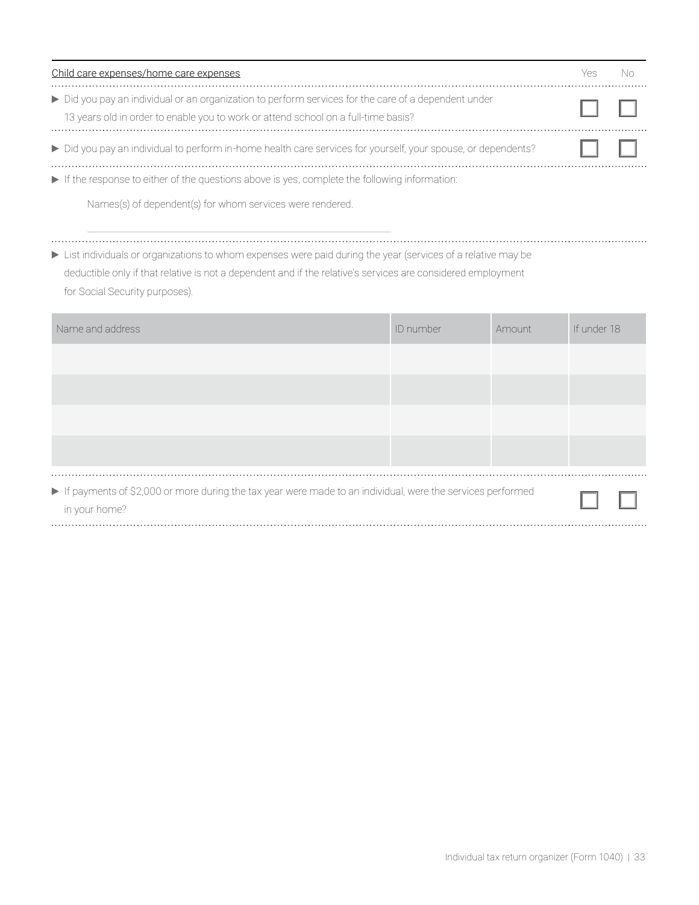Child care expenses/home care expenses

| | Yes | No |
|---|---|---|
| ▶ Did you pay an individual or an organization to perform services for the care of a dependent under 13 years old in order to enable you to work or attend school on a full-time basis? | ☐ | ☐ |
| ▶ Did you pay an individual to perform in-home health care services for yourself, your spouse, or dependents? | ☐ | ☐ |

▶ If the response to either of the questions above is yes, complete the following information:

Names(s) of dependent(s) for whom services were rendered.

\_\_\_\_\_\_\_\_\_\_\_\_\_\_\_\_\_\_\_\_\_\_\_\_\_\_\_\_\_\_\_\_\_\_\_\_\_\_\_\_\_\_

▶ List individuals or organizations to whom expenses were paid during the year (services of a relative may be deductible only if that relative is not a dependent and if the relative's services are considered employment for Social Security purposes).

| Name and address | ID number | Amount | If under 18 |
|---|---|---|---|
| | | | |
| | | | |
| | | | |
| | | | |

| | Yes | No |
|---|---|---|
| ▶ If payments of $2,000 or more during the tax year were made to an individual, were the services performed in your home? | ☐ | ☐ |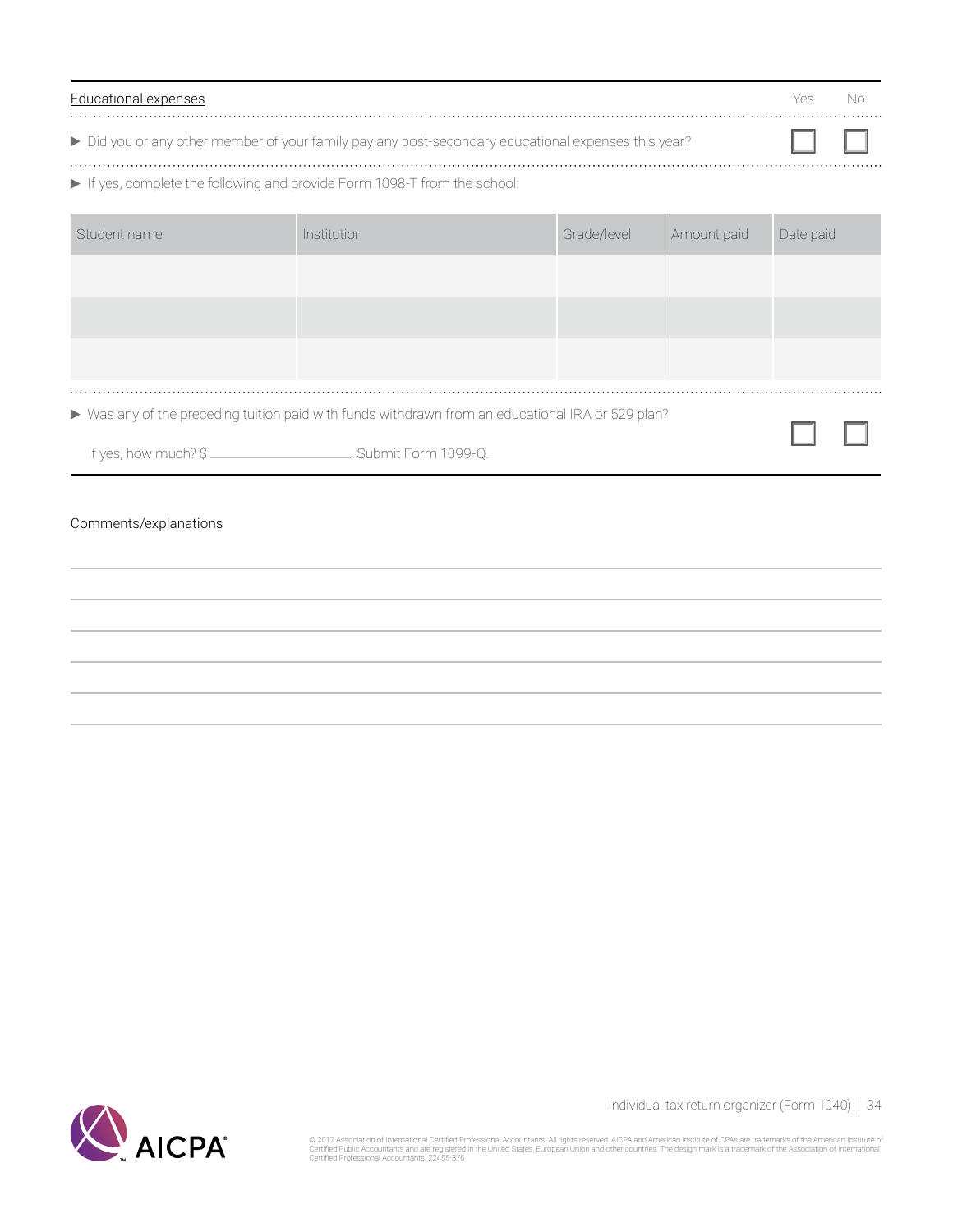## Educational expenses

| | Yes | No |
|---|---|---|
| ▶ Did you or any other member of your family pay any post-secondary educational expenses this year? | ☐ | ☐ |

▶ If yes, complete the following and provide Form 1098-T from the school:

| Student name | Institution | Grade/level | Amount paid | Date paid |
|---|---|---|---|---|
| | | | | |
| | | | | |
| | | | | |

| | Yes | No |
|---|---|---|
| ▶ Was any of the preceding tuition paid with funds withdrawn from an educational IRA or 529 plan? If yes, how much? $ __________ Submit Form 1099-Q. | ☐ | ☐ |

Comments/explanations

______________________________________________________________________

______________________________________________________________________

______________________________________________________________________

______________________________________________________________________

______________________________________________________________________

______________________________________________________________________

AICPA

Individual tax return organizer (Form 1040) | 34

© 2017 Association of International Certified Professional Accountants. All rights reserved. AICPA and American Institute of CPAs are trademarks of the American Institute of Certified Public Accountants and are registered in the United States, European Union and other countries. The design mark is a trademark of the Association of International Certified Professional Accountants. 22455-376